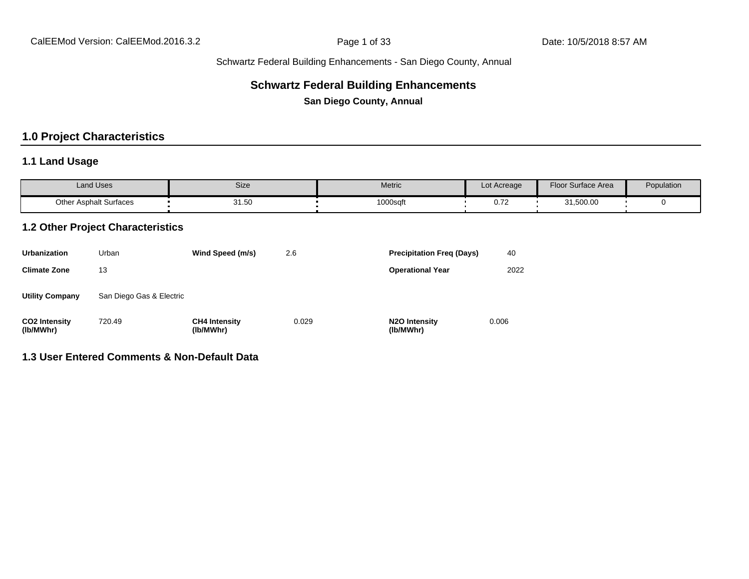# Schwartz Federal Building Enhancements

**San Diego County, Annual**

## 1.0 Project Characteristics

### 1.1 Land Usage

| Land Uses | Size | Metric | Lot Acreage | Floor Surface Area | Population |
|---|---|---|---|---|---|
| Other Asphalt Surfaces | 31.50 | 1000sqft | 0.72 | 31,500.00 | 0 |

### 1.2 Other Project Characteristics

| | | | | | |
|---|---|---|---|---|---|
| **Urbanization** | Urban | **Wind Speed (m/s)** | 2.6 | **Precipitation Freq (Days)** | 40 |
| **Climate Zone** | 13 | | | **Operational Year** | 2022 |
| **Utility Company** | San Diego Gas & Electric | | | | |
| **$CO_2$ Intensity (lb/MWhr)** | 720.49 | **$CH_4$ Intensity (lb/MWhr)** | 0.029 | **$N_2O$ Intensity (lb/MWhr)** | 0.006 |

### 1.3 User Entered Comments & Non-Default Data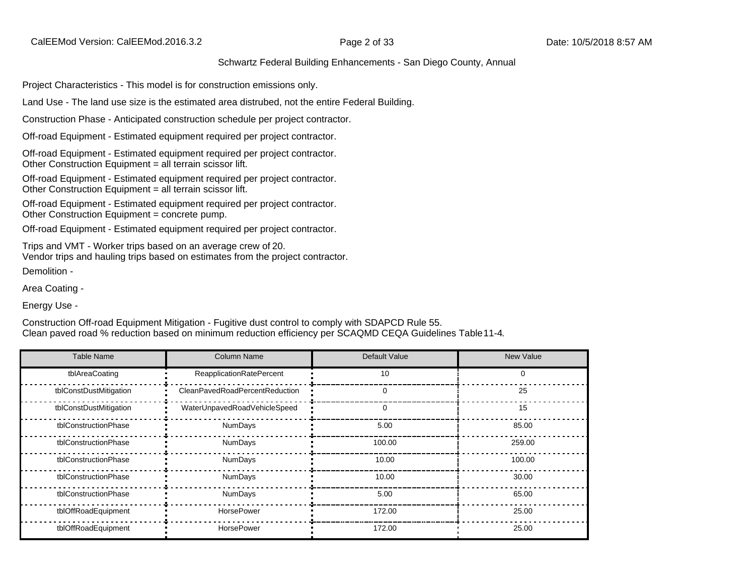Project Characteristics - This model is for construction emissions only.

Land Use - The land use size is the estimated area distrubed, not the entire Federal Building.

Construction Phase - Anticipated construction schedule per project contractor.

Off-road Equipment - Estimated equipment required per project contractor.

Off-road Equipment - Estimated equipment required per project contractor.
Other Construction Equipment = all terrain scissor lift.

Off-road Equipment - Estimated equipment required per project contractor.
Other Construction Equipment = all terrain scissor lift.

Off-road Equipment - Estimated equipment required per project contractor.
Other Construction Equipment = concrete pump.

Off-road Equipment - Estimated equipment required per project contractor.

Trips and VMT - Worker trips based on an average crew of 20.
Vendor trips and hauling trips based on estimates from the project contractor.

Demolition -

Area Coating -

Energy Use -

Construction Off-road Equipment Mitigation - Fugitive dust control to comply with SDAPCD Rule 55.
Clean paved road % reduction based on minimum reduction efficiency per SCAQMD CEQA Guidelines Table 11-4.

| Table Name | Column Name | Default Value | New Value |
|---|---|---|---|
| tblAreaCoating | ReapplicationRatePercent | 10 | 0 |
| tblConstDustMitigation | CleanPavedRoadPercentReduction | 0 | 25 |
| tblConstDustMitigation | WaterUnpavedRoadVehicleSpeed | 0 | 15 |
| tblConstructionPhase | NumDays | 5.00 | 85.00 |
| tblConstructionPhase | NumDays | 100.00 | 259.00 |
| tblConstructionPhase | NumDays | 10.00 | 100.00 |
| tblConstructionPhase | NumDays | 10.00 | 30.00 |
| tblConstructionPhase | NumDays | 5.00 | 65.00 |
| tblOffRoadEquipment | HorsePower | 172.00 | 25.00 |
| tblOffRoadEquipment | HorsePower | 172.00 | 25.00 |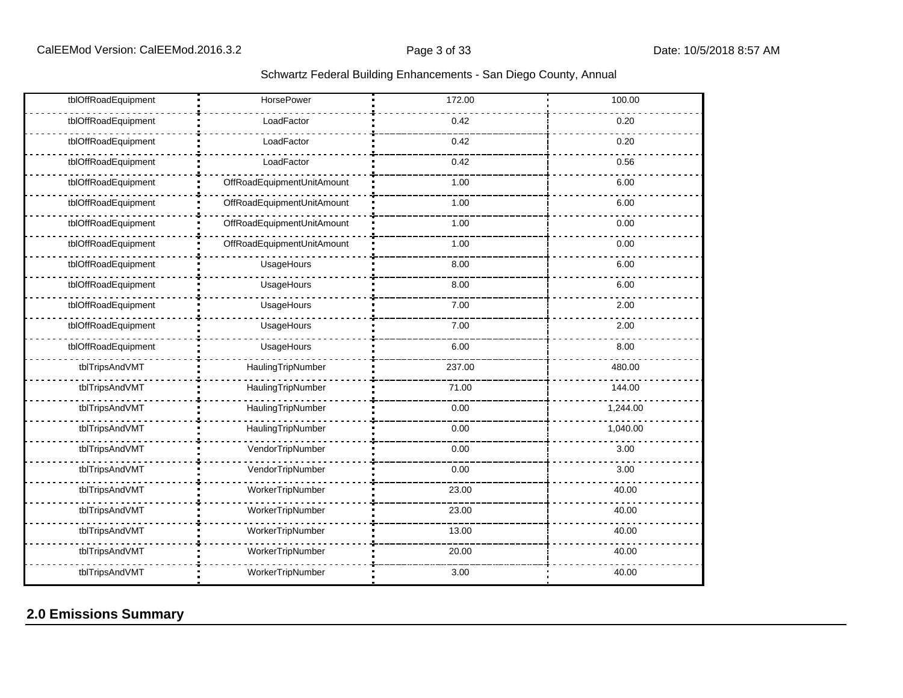| tblOffRoadEquipment | HorsePower | 172.00 | 100.00 |
|---|---|---|---|
| tblOffRoadEquipment | LoadFactor | 0.42 | 0.20 |
| tblOffRoadEquipment | LoadFactor | 0.42 | 0.20 |
| tblOffRoadEquipment | LoadFactor | 0.42 | 0.56 |
| tblOffRoadEquipment | OffRoadEquipmentUnitAmount | 1.00 | 6.00 |
| tblOffRoadEquipment | OffRoadEquipmentUnitAmount | 1.00 | 6.00 |
| tblOffRoadEquipment | OffRoadEquipmentUnitAmount | 1.00 | 0.00 |
| tblOffRoadEquipment | OffRoadEquipmentUnitAmount | 1.00 | 0.00 |
| tblOffRoadEquipment | UsageHours | 8.00 | 6.00 |
| tblOffRoadEquipment | UsageHours | 8.00 | 6.00 |
| tblOffRoadEquipment | UsageHours | 7.00 | 2.00 |
| tblOffRoadEquipment | UsageHours | 7.00 | 2.00 |
| tblOffRoadEquipment | UsageHours | 6.00 | 8.00 |
| tblTripsAndVMT | HaulingTripNumber | 237.00 | 480.00 |
| tblTripsAndVMT | HaulingTripNumber | 71.00 | 144.00 |
| tblTripsAndVMT | HaulingTripNumber | 0.00 | 1,244.00 |
| tblTripsAndVMT | HaulingTripNumber | 0.00 | 1,040.00 |
| tblTripsAndVMT | VendorTripNumber | 0.00 | 3.00 |
| tblTripsAndVMT | VendorTripNumber | 0.00 | 3.00 |
| tblTripsAndVMT | WorkerTripNumber | 23.00 | 40.00 |
| tblTripsAndVMT | WorkerTripNumber | 23.00 | 40.00 |
| tblTripsAndVMT | WorkerTripNumber | 13.00 | 40.00 |
| tblTripsAndVMT | WorkerTripNumber | 20.00 | 40.00 |
| tblTripsAndVMT | WorkerTripNumber | 3.00 | 40.00 |

## 2.0 Emissions Summary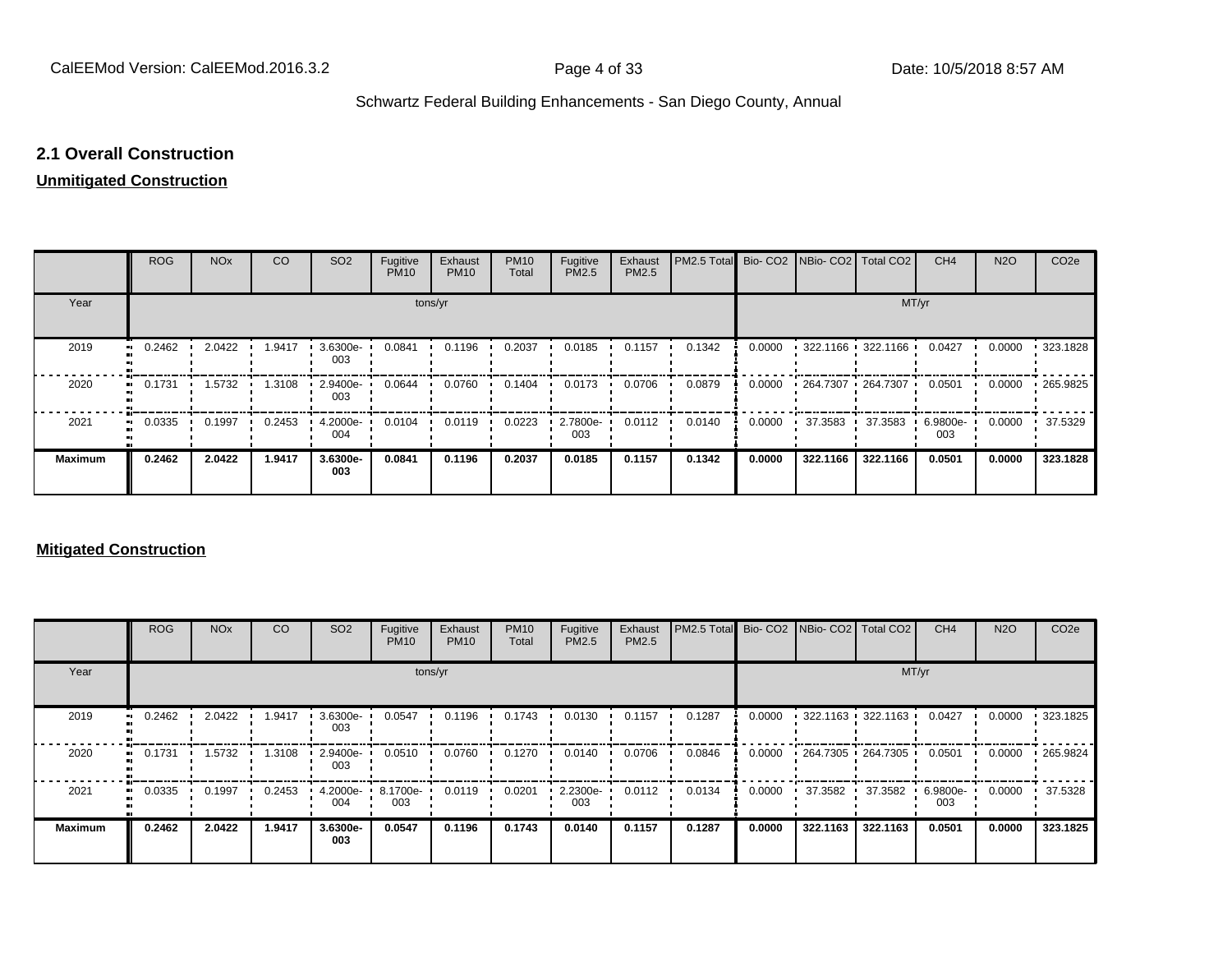## 2.1 Overall Construction

**Unmitigated Construction**

| | ROG | NOx | CO | SO2 | Fugitive PM10 | Exhaust PM10 | PM10 Total | Fugitive PM2.5 | Exhaust PM2.5 | PM2.5 Total | Bio- CO2 | NBio- CO2 | Total CO2 | CH4 | N2O | CO2e |
|---|---|---|---|---|---|---|---|---|---|---|---|---|---|---|---|---|
| Year | tons/yr | | | | | | | | | | MT/yr | | | | | |
| 2019 | 0.2462 | 2.0422 | 1.9417 | 3.6300e-003 | 0.0841 | 0.1196 | 0.2037 | 0.0185 | 0.1157 | 0.1342 | 0.0000 | 322.1166 | 322.1166 | 0.0427 | 0.0000 | 323.1828 |
| 2020 | 0.1731 | 1.5732 | 1.3108 | 2.9400e-003 | 0.0644 | 0.0760 | 0.1404 | 0.0173 | 0.0706 | 0.0879 | 0.0000 | 264.7307 | 264.7307 | 0.0501 | 0.0000 | 265.9825 |
| 2021 | 0.0335 | 0.1997 | 0.2453 | 4.2000e-004 | 0.0104 | 0.0119 | 0.0223 | 2.7800e-003 | 0.0112 | 0.0140 | 0.0000 | 37.3583 | 37.3583 | 6.9800e-003 | 0.0000 | 37.5329 |
| **Maximum** | **0.2462** | **2.0422** | **1.9417** | **3.6300e-003** | **0.0841** | **0.1196** | **0.2037** | **0.0185** | **0.1157** | **0.1342** | **0.0000** | **322.1166** | **322.1166** | **0.0501** | **0.0000** | **323.1828** |

**Mitigated Construction**

| | ROG | NOx | CO | SO2 | Fugitive PM10 | Exhaust PM10 | PM10 Total | Fugitive PM2.5 | Exhaust PM2.5 | PM2.5 Total | Bio- CO2 | NBio- CO2 | Total CO2 | CH4 | N2O | CO2e |
|---|---|---|---|---|---|---|---|---|---|---|---|---|---|---|---|---|
| Year | tons/yr | | | | | | | | | | MT/yr | | | | | |
| 2019 | 0.2462 | 2.0422 | 1.9417 | 3.6300e-003 | 0.0547 | 0.1196 | 0.1743 | 0.0130 | 0.1157 | 0.1287 | 0.0000 | 322.1163 | 322.1163 | 0.0427 | 0.0000 | 323.1825 |
| 2020 | 0.1731 | 1.5732 | 1.3108 | 2.9400e-003 | 0.0510 | 0.0760 | 0.1270 | 0.0140 | 0.0706 | 0.0846 | 0.0000 | 264.7305 | 264.7305 | 0.0501 | 0.0000 | 265.9824 |
| 2021 | 0.0335 | 0.1997 | 0.2453 | 4.2000e-004 | 8.1700e-003 | 0.0119 | 0.0201 | 2.2300e-003 | 0.0112 | 0.0134 | 0.0000 | 37.3582 | 37.3582 | 6.9800e-003 | 0.0000 | 37.5328 |
| **Maximum** | **0.2462** | **2.0422** | **1.9417** | **3.6300e-003** | **0.0547** | **0.1196** | **0.1743** | **0.0140** | **0.1157** | **0.1287** | **0.0000** | **322.1163** | **322.1163** | **0.0501** | **0.0000** | **323.1825** |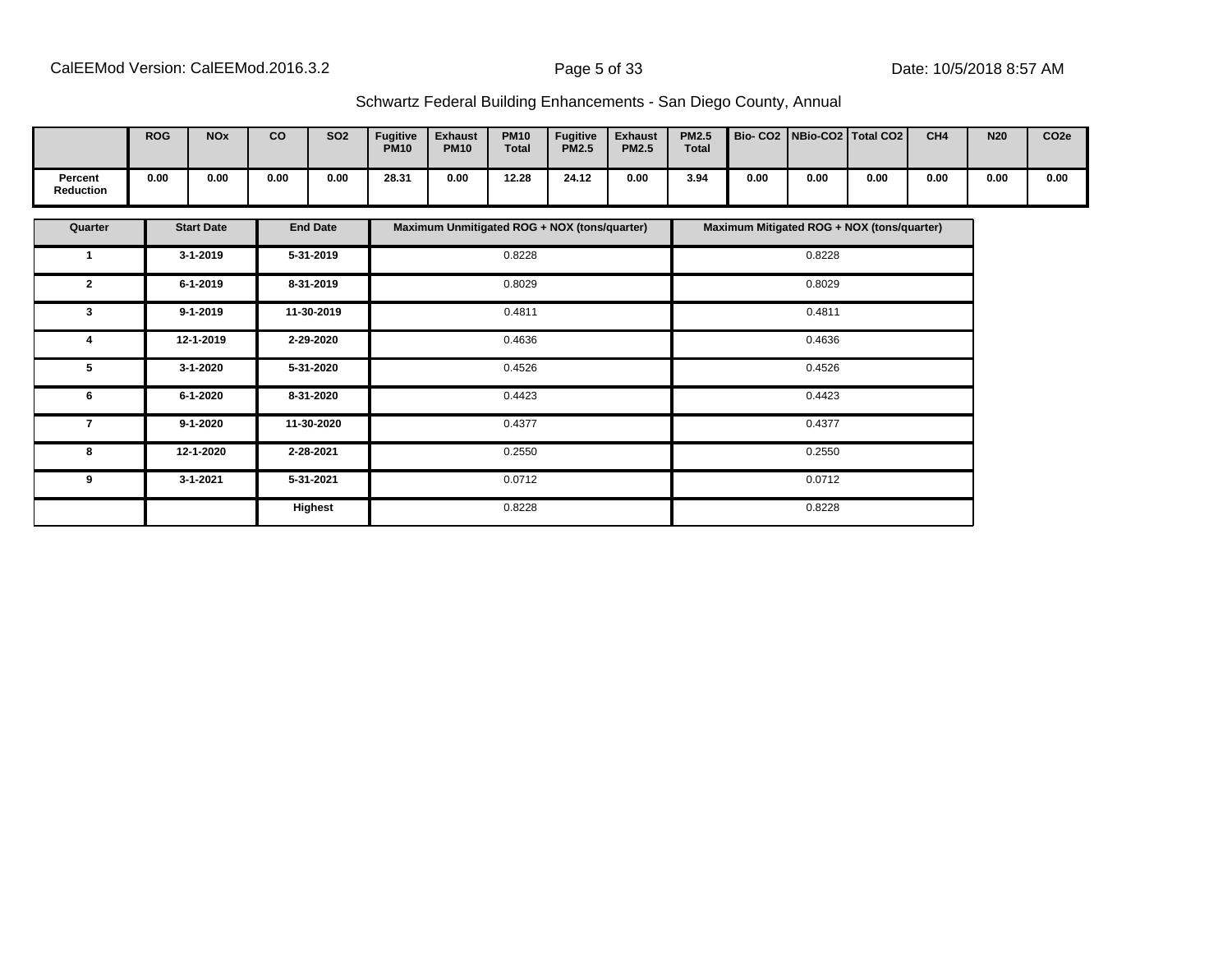| | ROG | NOx | CO | SO2 | Fugitive PM10 | Exhaust PM10 | PM10 Total | Fugitive PM2.5 | Exhaust PM2.5 | PM2.5 Total | Bio- CO2 | NBio-CO2 | Total CO2 | CH4 | N20 | CO2e |
|---|---|---|---|---|---|---|---|---|---|---|---|---|---|---|---|---|
| Percent Reduction | 0.00 | 0.00 | 0.00 | 0.00 | 28.31 | 0.00 | 12.28 | 24.12 | 0.00 | 3.94 | 0.00 | 0.00 | 0.00 | 0.00 | 0.00 | 0.00 |

| Quarter | Start Date | End Date | Maximum Unmitigated ROG + NOX (tons/quarter) | Maximum Mitigated ROG + NOX (tons/quarter) |
|---|---|---|---|---|
| 1 | 3-1-2019 | 5-31-2019 | 0.8228 | 0.8228 |
| 2 | 6-1-2019 | 8-31-2019 | 0.8029 | 0.8029 |
| 3 | 9-1-2019 | 11-30-2019 | 0.4811 | 0.4811 |
| 4 | 12-1-2019 | 2-29-2020 | 0.4636 | 0.4636 |
| 5 | 3-1-2020 | 5-31-2020 | 0.4526 | 0.4526 |
| 6 | 6-1-2020 | 8-31-2020 | 0.4423 | 0.4423 |
| 7 | 9-1-2020 | 11-30-2020 | 0.4377 | 0.4377 |
| 8 | 12-1-2020 | 2-28-2021 | 0.2550 | 0.2550 |
| 9 | 3-1-2021 | 5-31-2021 | 0.0712 | 0.0712 |
| | | Highest | 0.8228 | 0.8228 |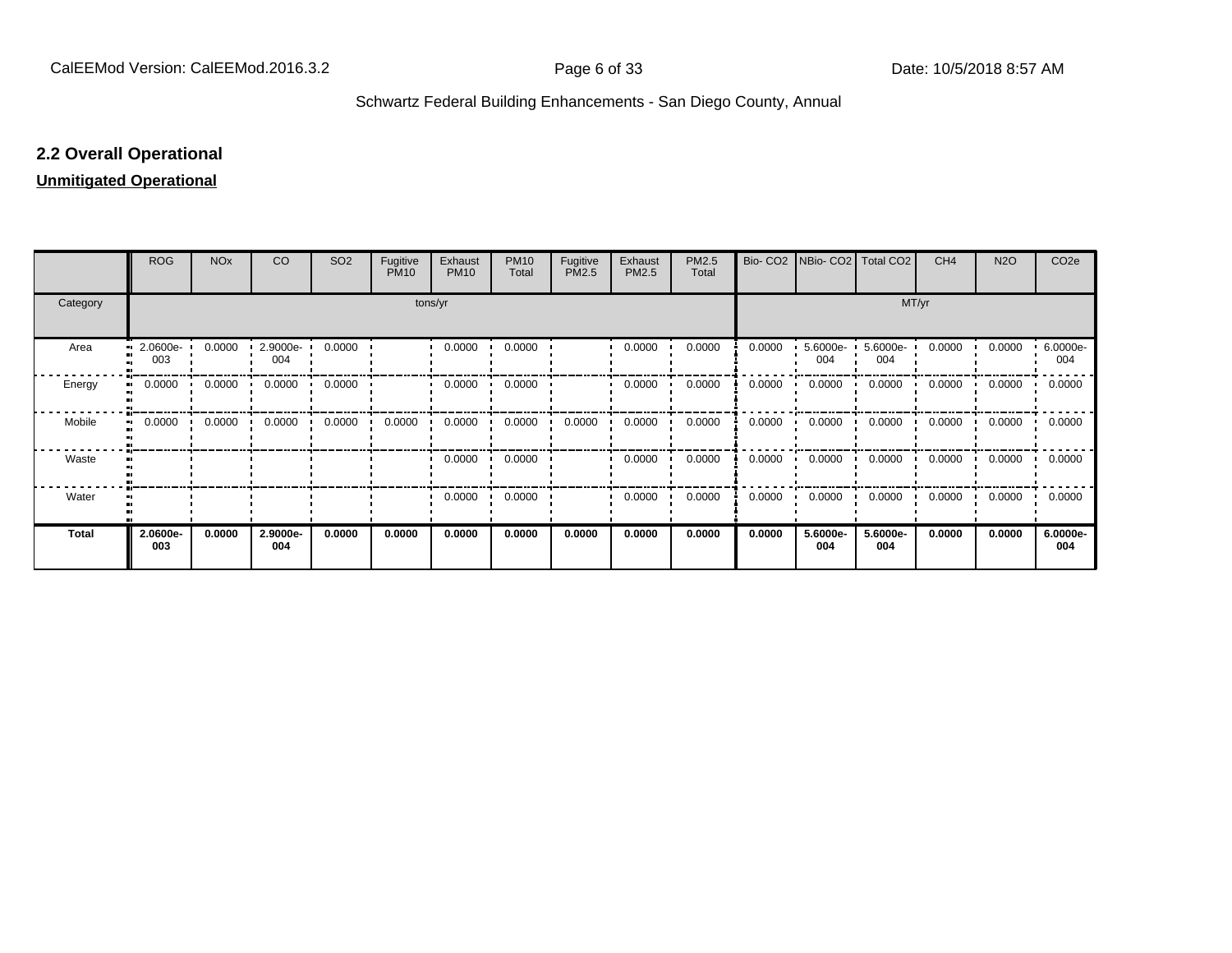## 2.2 Overall Operational

**Unmitigated Operational**

| | ROG | NOx | CO | SO2 | Fugitive PM10 | Exhaust PM10 | PM10 Total | Fugitive PM2.5 | Exhaust PM2.5 | PM2.5 Total | Bio- CO2 | NBio- CO2 | Total CO2 | CH4 | N2O | CO2e |
|---|---|---|---|---|---|---|---|---|---|---|---|---|---|---|---|---|
| Category | tons/yr | | | | | | | | | | MT/yr | | | | | |
| Area | 2.0600e-003 | 0.0000 | 2.9000e-004 | 0.0000 | | 0.0000 | 0.0000 | | 0.0000 | 0.0000 | 0.0000 | 5.6000e-004 | 5.6000e-004 | 0.0000 | 0.0000 | 6.0000e-004 |
| Energy | 0.0000 | 0.0000 | 0.0000 | 0.0000 | | 0.0000 | 0.0000 | | 0.0000 | 0.0000 | 0.0000 | 0.0000 | 0.0000 | 0.0000 | 0.0000 | 0.0000 |
| Mobile | 0.0000 | 0.0000 | 0.0000 | 0.0000 | 0.0000 | 0.0000 | 0.0000 | 0.0000 | 0.0000 | 0.0000 | 0.0000 | 0.0000 | 0.0000 | 0.0000 | 0.0000 | 0.0000 |
| Waste | | | | | | 0.0000 | 0.0000 | | 0.0000 | 0.0000 | 0.0000 | 0.0000 | 0.0000 | 0.0000 | 0.0000 | 0.0000 |
| Water | | | | | | 0.0000 | 0.0000 | | 0.0000 | 0.0000 | 0.0000 | 0.0000 | 0.0000 | 0.0000 | 0.0000 | 0.0000 |
| **Total** | **2.0600e-003** | **0.0000** | **2.9000e-004** | **0.0000** | **0.0000** | **0.0000** | **0.0000** | **0.0000** | **0.0000** | **0.0000** | **0.0000** | **5.6000e-004** | **5.6000e-004** | **0.0000** | **0.0000** | **6.0000e-004** |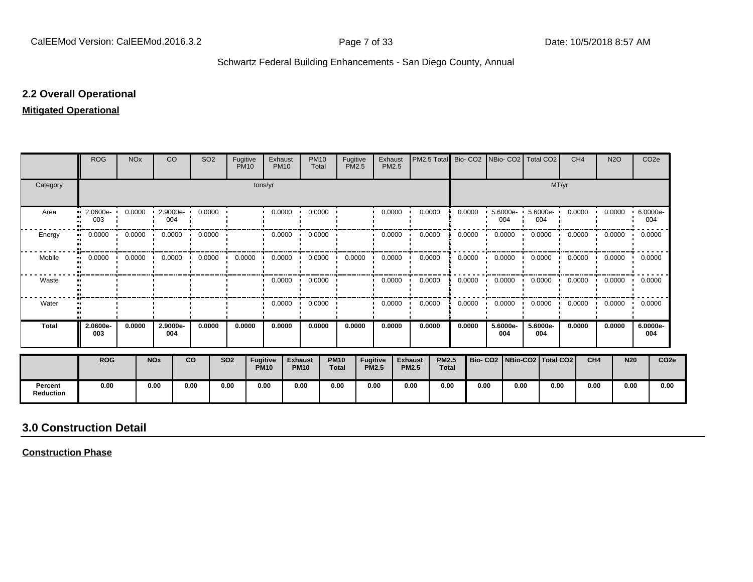## 2.2 Overall Operational

**Mitigated Operational**

| | ROG | NOx | CO | SO2 | Fugitive PM10 | Exhaust PM10 | PM10 Total | Fugitive PM2.5 | Exhaust PM2.5 | PM2.5 Total | Bio- CO2 | NBio- CO2 | Total CO2 | CH4 | N2O | CO2e |
|---|---|---|---|---|---|---|---|---|---|---|---|---|---|---|---|---|
| Category | tons/yr | | | | | | | | | | MT/yr | | | | | |
| Area | 2.0600e-003 | 0.0000 | 2.9000e-004 | 0.0000 | | 0.0000 | 0.0000 | | 0.0000 | 0.0000 | 0.0000 | 5.6000e-004 | 5.6000e-004 | 0.0000 | 0.0000 | 6.0000e-004 |
| Energy | 0.0000 | 0.0000 | 0.0000 | 0.0000 | | 0.0000 | 0.0000 | | 0.0000 | 0.0000 | 0.0000 | 0.0000 | 0.0000 | 0.0000 | 0.0000 | 0.0000 |
| Mobile | 0.0000 | 0.0000 | 0.0000 | 0.0000 | 0.0000 | 0.0000 | 0.0000 | 0.0000 | 0.0000 | 0.0000 | 0.0000 | 0.0000 | 0.0000 | 0.0000 | 0.0000 | 0.0000 |
| Waste | | | | | | 0.0000 | 0.0000 | | 0.0000 | 0.0000 | 0.0000 | 0.0000 | 0.0000 | 0.0000 | 0.0000 | 0.0000 |
| Water | | | | | | 0.0000 | 0.0000 | | 0.0000 | 0.0000 | 0.0000 | 0.0000 | 0.0000 | 0.0000 | 0.0000 | 0.0000 |
| **Total** | **2.0600e-003** | **0.0000** | **2.9000e-004** | **0.0000** | **0.0000** | **0.0000** | **0.0000** | **0.0000** | **0.0000** | **0.0000** | **0.0000** | **5.6000e-004** | **5.6000e-004** | **0.0000** | **0.0000** | **6.0000e-004** |

| | ROG | NOx | CO | SO2 | Fugitive PM10 | Exhaust PM10 | PM10 Total | Fugitive PM2.5 | Exhaust PM2.5 | PM2.5 Total | Bio- CO2 | NBio-CO2 | Total CO2 | CH4 | N20 | CO2e |
|---|---|---|---|---|---|---|---|---|---|---|---|---|---|---|---|---|
| **Percent Reduction** | 0.00 | 0.00 | 0.00 | 0.00 | 0.00 | 0.00 | 0.00 | 0.00 | 0.00 | 0.00 | 0.00 | 0.00 | 0.00 | 0.00 | 0.00 | 0.00 |

## 3.0 Construction Detail

**Construction Phase**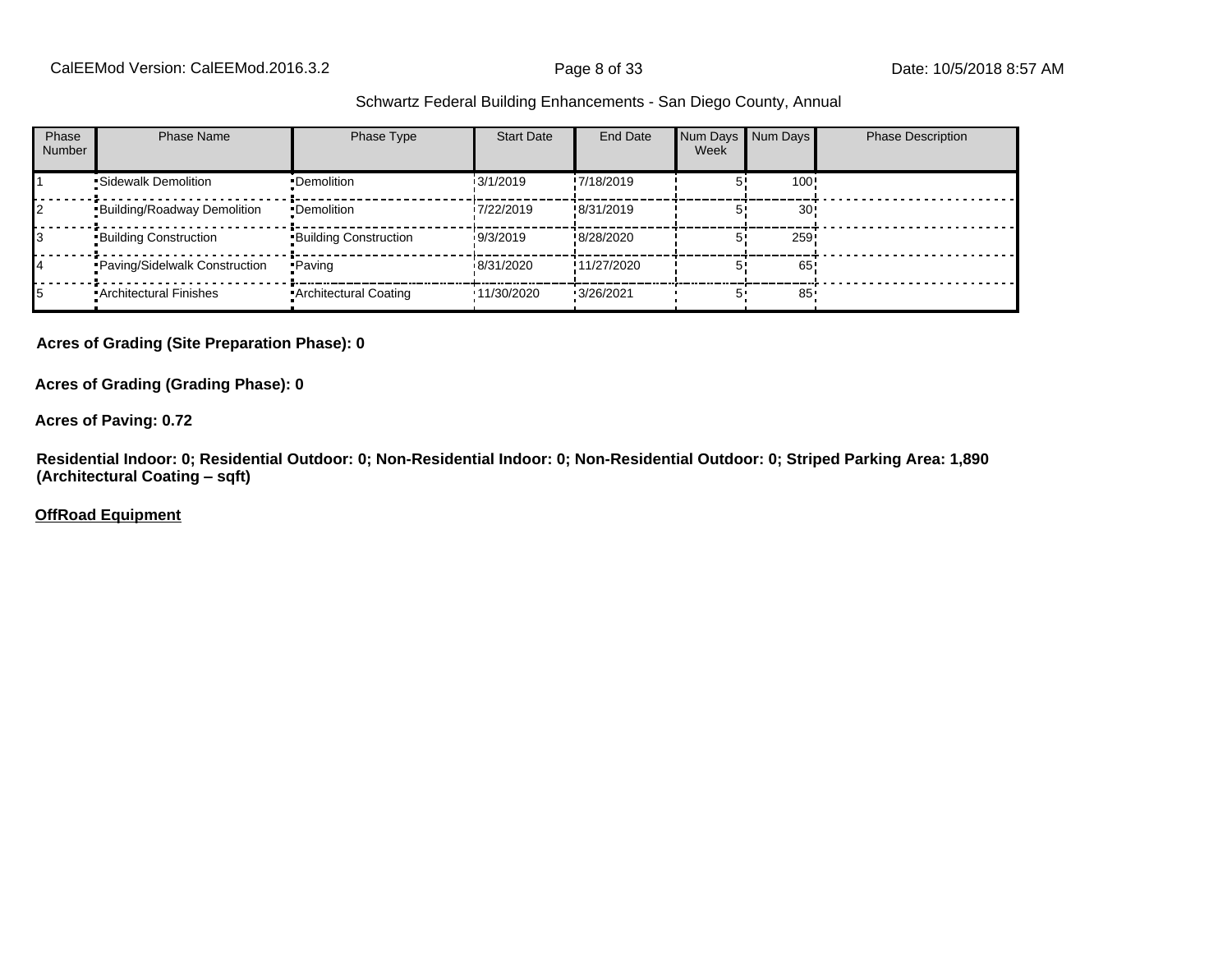Schwartz Federal Building Enhancements - San Diego County, Annual

| Phase Number | Phase Name | Phase Type | Start Date | End Date | Num Days Week | Num Days | Phase Description |
|---|---|---|---|---|---|---|---|
| 1 | Sidewalk Demolition | Demolition | 3/1/2019 | 7/18/2019 | 5 | 100 | |
| 2 | Building/Roadway Demolition | Demolition | 7/22/2019 | 8/31/2019 | 5 | 30 | |
| 3 | Building Construction | Building Construction | 9/3/2019 | 8/28/2020 | 5 | 259 | |
| 4 | Paving/Sidelwalk Construction | Paving | 8/31/2020 | 11/27/2020 | 5 | 65 | |
| 5 | Architectural Finishes | Architectural Coating | 11/30/2020 | 3/26/2021 | 5 | 85 | |

**Acres of Grading (Site Preparation Phase): 0**

**Acres of Grading (Grading Phase): 0**

**Acres of Paving: 0.72**

**Residential Indoor: 0; Residential Outdoor: 0; Non-Residential Indoor: 0; Non-Residential Outdoor: 0; Striped Parking Area: 1,890 (Architectural Coating – sqft)**

**OffRoad Equipment**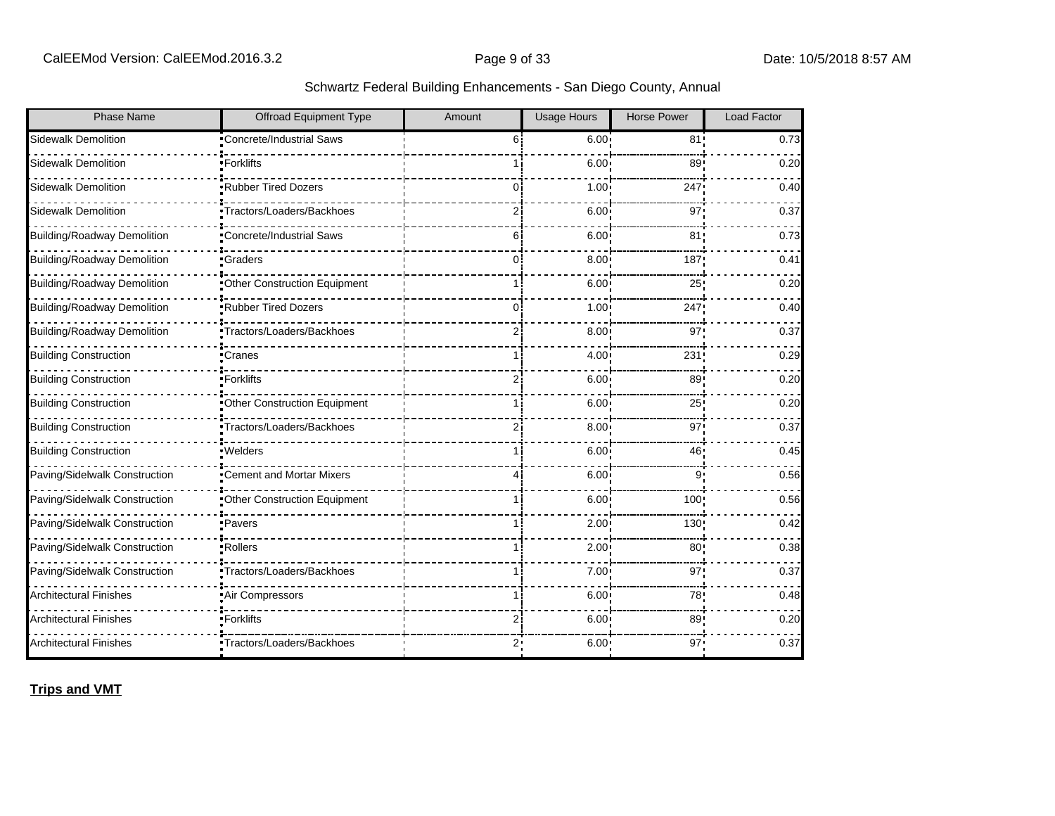| Phase Name | Offroad Equipment Type | Amount | Usage Hours | Horse Power | Load Factor |
|---|---|---|---|---|---|
| Sidewalk Demolition | Concrete/Industrial Saws | 6 | 6.00 | 81 | 0.73 |
| Sidewalk Demolition | Forklifts | 1 | 6.00 | 89 | 0.20 |
| Sidewalk Demolition | Rubber Tired Dozers | 0 | 1.00 | 247 | 0.40 |
| Sidewalk Demolition | Tractors/Loaders/Backhoes | 2 | 6.00 | 97 | 0.37 |
| Building/Roadway Demolition | Concrete/Industrial Saws | 6 | 6.00 | 81 | 0.73 |
| Building/Roadway Demolition | Graders | 0 | 8.00 | 187 | 0.41 |
| Building/Roadway Demolition | Other Construction Equipment | 1 | 6.00 | 25 | 0.20 |
| Building/Roadway Demolition | Rubber Tired Dozers | 0 | 1.00 | 247 | 0.40 |
| Building/Roadway Demolition | Tractors/Loaders/Backhoes | 2 | 8.00 | 97 | 0.37 |
| Building Construction | Cranes | 1 | 4.00 | 231 | 0.29 |
| Building Construction | Forklifts | 2 | 6.00 | 89 | 0.20 |
| Building Construction | Other Construction Equipment | 1 | 6.00 | 25 | 0.20 |
| Building Construction | Tractors/Loaders/Backhoes | 2 | 8.00 | 97 | 0.37 |
| Building Construction | Welders | 1 | 6.00 | 46 | 0.45 |
| Paving/Sidelwalk Construction | Cement and Mortar Mixers | 4 | 6.00 | 9 | 0.56 |
| Paving/Sidelwalk Construction | Other Construction Equipment | 1 | 6.00 | 100 | 0.56 |
| Paving/Sidelwalk Construction | Pavers | 1 | 2.00 | 130 | 0.42 |
| Paving/Sidelwalk Construction | Rollers | 1 | 2.00 | 80 | 0.38 |
| Paving/Sidelwalk Construction | Tractors/Loaders/Backhoes | 1 | 7.00 | 97 | 0.37 |
| Architectural Finishes | Air Compressors | 1 | 6.00 | 78 | 0.48 |
| Architectural Finishes | Forklifts | 2 | 6.00 | 89 | 0.20 |
| Architectural Finishes | Tractors/Loaders/Backhoes | 2 | 6.00 | 97 | 0.37 |

**Trips and VMT**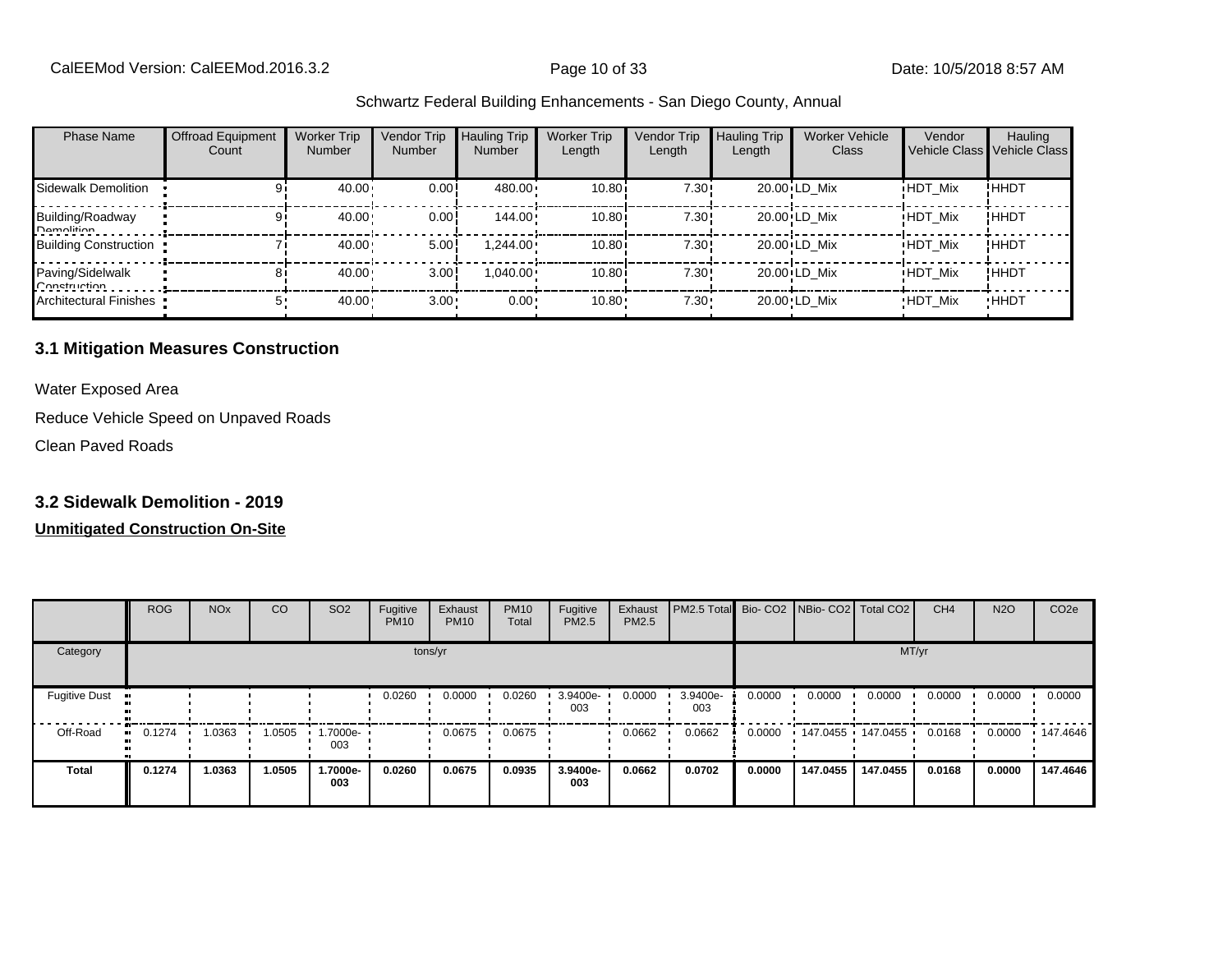Schwartz Federal Building Enhancements - San Diego County, Annual

| Phase Name | Offroad Equipment Count | Worker Trip Number | Vendor Trip Number | Hauling Trip Number | Worker Trip Length | Vendor Trip Length | Hauling Trip Length | Worker Vehicle Class | Vendor Vehicle Class | Hauling Vehicle Class |
|---|---|---|---|---|---|---|---|---|---|---|
| Sidewalk Demolition | 9 | 40.00 | 0.00 | 480.00 | 10.80 | 7.30 | 20.00 | LD_Mix | HDT_Mix | HHDT |
| Building/Roadway Demolition | 9 | 40.00 | 0.00 | 144.00 | 10.80 | 7.30 | 20.00 | LD_Mix | HDT_Mix | HHDT |
| Building Construction | 7 | 40.00 | 5.00 | 1,244.00 | 10.80 | 7.30 | 20.00 | LD_Mix | HDT_Mix | HHDT |
| Paving/Sidelwalk Construction | 8 | 40.00 | 3.00 | 1,040.00 | 10.80 | 7.30 | 20.00 | LD_Mix | HDT_Mix | HHDT |
| Architectural Finishes | 5 | 40.00 | 3.00 | 0.00 | 10.80 | 7.30 | 20.00 | LD_Mix | HDT_Mix | HHDT |

## 3.1 Mitigation Measures Construction

Water Exposed Area

Reduce Vehicle Speed on Unpaved Roads

Clean Paved Roads

## 3.2 Sidewalk Demolition - 2019

**Unmitigated Construction On-Site**

| | ROG | NOx | CO | SO2 | Fugitive PM10 | Exhaust PM10 | PM10 Total | Fugitive PM2.5 | Exhaust PM2.5 | PM2.5 Total | Bio- CO2 | NBio- CO2 | Total CO2 | CH4 | N2O | CO2e |
|---|---|---|---|---|---|---|---|---|---|---|---|---|---|---|---|---|
| Category | tons/yr | | | | | | | | | | MT/yr | | | | | |
| Fugitive Dust | | | | | 0.0260 | 0.0000 | 0.0260 | 3.9400e-003 | 0.0000 | 3.9400e-003 | 0.0000 | 0.0000 | 0.0000 | 0.0000 | 0.0000 | 0.0000 |
| Off-Road | 0.1274 | 1.0363 | 1.0505 | 1.7000e-003 | | 0.0675 | 0.0675 | | 0.0662 | 0.0662 | 0.0000 | 147.0455 | 147.0455 | 0.0168 | 0.0000 | 147.4646 |
| **Total** | **0.1274** | **1.0363** | **1.0505** | **1.7000e-003** | **0.0260** | **0.0675** | **0.0935** | **3.9400e-003** | **0.0662** | **0.0702** | **0.0000** | **147.0455** | **147.0455** | **0.0168** | **0.0000** | **147.4646** |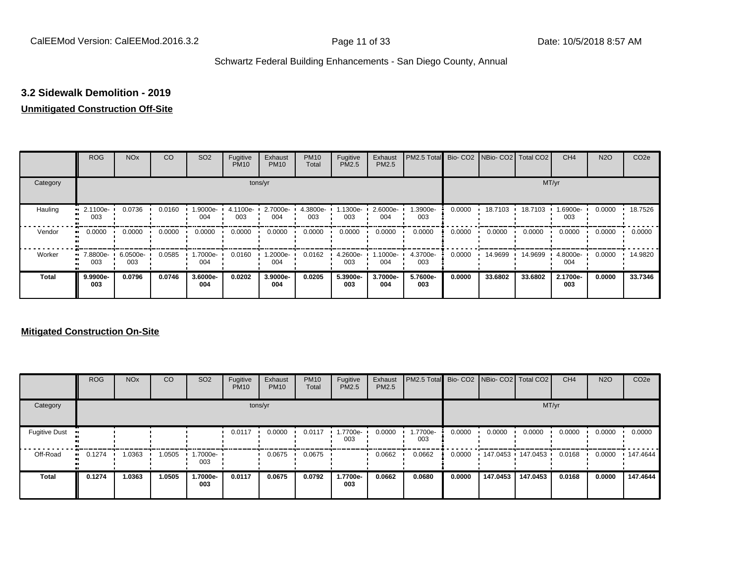### 3.2 Sidewalk Demolition - 2019

**Unmitigated Construction Off-Site**

| | ROG | NOx | CO | SO2 | Fugitive PM10 | Exhaust PM10 | PM10 Total | Fugitive PM2.5 | Exhaust PM2.5 | PM2.5 Total | Bio- CO2 | NBio- CO2 | Total CO2 | CH4 | N2O | CO2e |
|---|---|---|---|---|---|---|---|---|---|---|---|---|---|---|---|---|
| Category | tons/yr | | | | | | | | | | MT/yr | | | | | |
| Hauling | 2.1100e-003 | 0.0736 | 0.0160 | 1.9000e-004 | 4.1100e-003 | 2.7000e-004 | 4.3800e-003 | 1.1300e-003 | 2.6000e-004 | 1.3900e-003 | 0.0000 | 18.7103 | 18.7103 | 1.6900e-003 | 0.0000 | 18.7526 |
| Vendor | 0.0000 | 0.0000 | 0.0000 | 0.0000 | 0.0000 | 0.0000 | 0.0000 | 0.0000 | 0.0000 | 0.0000 | 0.0000 | 0.0000 | 0.0000 | 0.0000 | 0.0000 | 0.0000 |
| Worker | 7.8800e-003 | 6.0500e-003 | 0.0585 | 1.7000e-004 | 0.0160 | 1.2000e-004 | 0.0162 | 4.2600e-003 | 1.1000e-004 | 4.3700e-003 | 0.0000 | 14.9699 | 14.9699 | 4.8000e-004 | 0.0000 | 14.9820 |
| **Total** | **9.9900e-003** | **0.0796** | **0.0746** | **3.6000e-004** | **0.0202** | **3.9000e-004** | **0.0205** | **5.3900e-003** | **3.7000e-004** | **5.7600e-003** | **0.0000** | **33.6802** | **33.6802** | **2.1700e-003** | **0.0000** | **33.7346** |

**Mitigated Construction On-Site**

| | ROG | NOx | CO | SO2 | Fugitive PM10 | Exhaust PM10 | PM10 Total | Fugitive PM2.5 | Exhaust PM2.5 | PM2.5 Total | Bio- CO2 | NBio- CO2 | Total CO2 | CH4 | N2O | CO2e |
|---|---|---|---|---|---|---|---|---|---|---|---|---|---|---|---|---|
| Category | tons/yr | | | | | | | | | | MT/yr | | | | | |
| Fugitive Dust | | | | | 0.0117 | 0.0000 | 0.0117 | 1.7700e-003 | 0.0000 | 1.7700e-003 | 0.0000 | 0.0000 | 0.0000 | 0.0000 | 0.0000 | 0.0000 |
| Off-Road | 0.1274 | 1.0363 | 1.0505 | 1.7000e-003 | | 0.0675 | 0.0675 | | 0.0662 | 0.0662 | 0.0000 | 147.0453 | 147.0453 | 0.0168 | 0.0000 | 147.4644 |
| **Total** | **0.1274** | **1.0363** | **1.0505** | **1.7000e-003** | **0.0117** | **0.0675** | **0.0792** | **1.7700e-003** | **0.0662** | **0.0680** | **0.0000** | **147.0453** | **147.0453** | **0.0168** | **0.0000** | **147.4644** |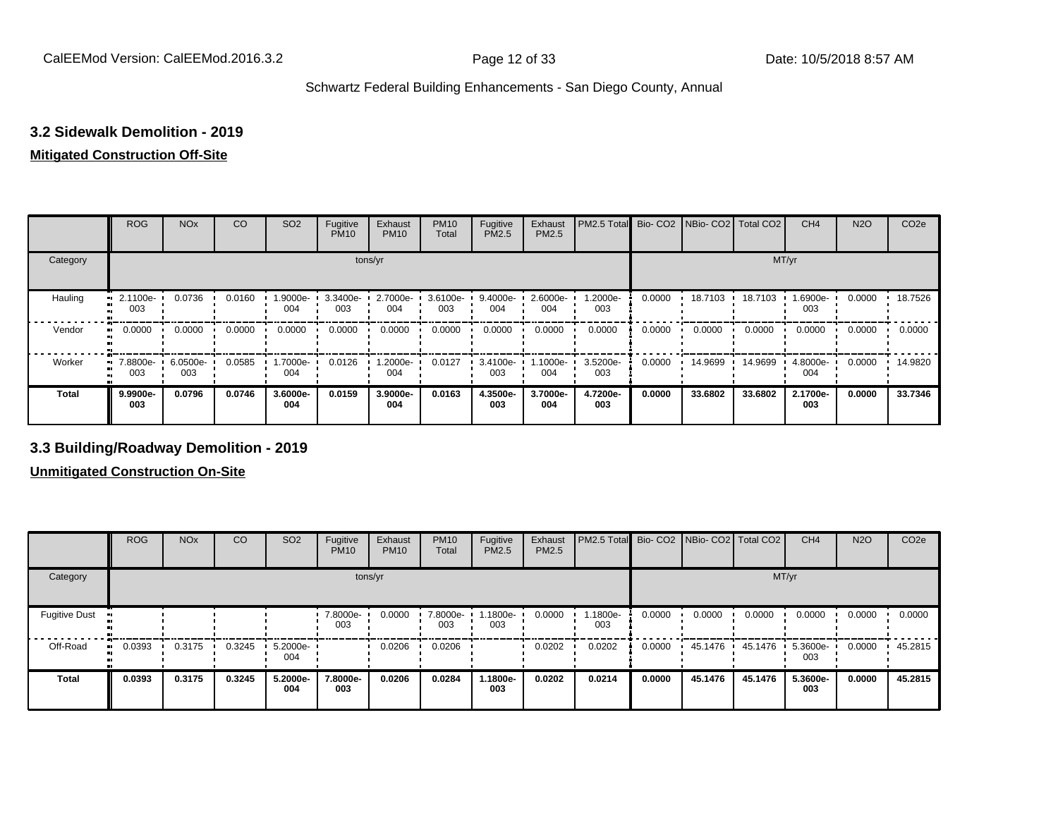## 3.2 Sidewalk Demolition - 2019

**Mitigated Construction Off-Site**

| | ROG | NOx | CO | SO2 | Fugitive PM10 | Exhaust PM10 | PM10 Total | Fugitive PM2.5 | Exhaust PM2.5 | PM2.5 Total | Bio- CO2 | NBio- CO2 | Total CO2 | CH4 | N2O | CO2e |
|---|---|---|---|---|---|---|---|---|---|---|---|---|---|---|---|---|
| Category | tons/yr | | | | | | | | | | MT/yr | | | | | |
| Hauling | 2.1100e-003 | 0.0736 | 0.0160 | 1.9000e-004 | 3.3400e-003 | 2.7000e-004 | 3.6100e-003 | 9.4000e-004 | 2.6000e-004 | 1.2000e-003 | 0.0000 | 18.7103 | 18.7103 | 1.6900e-003 | 0.0000 | 18.7526 |
| Vendor | 0.0000 | 0.0000 | 0.0000 | 0.0000 | 0.0000 | 0.0000 | 0.0000 | 0.0000 | 0.0000 | 0.0000 | 0.0000 | 0.0000 | 0.0000 | 0.0000 | 0.0000 | 0.0000 |
| Worker | 7.8800e-003 | 6.0500e-003 | 0.0585 | 1.7000e-004 | 0.0126 | 1.2000e-004 | 0.0127 | 3.4100e-003 | 1.1000e-004 | 3.5200e-003 | 0.0000 | 14.9699 | 14.9699 | 4.8000e-004 | 0.0000 | 14.9820 |
| **Total** | **9.9900e-003** | **0.0796** | **0.0746** | **3.6000e-004** | **0.0159** | **3.9000e-004** | **0.0163** | **4.3500e-003** | **3.7000e-004** | **4.7200e-003** | **0.0000** | **33.6802** | **33.6802** | **2.1700e-003** | **0.0000** | **33.7346** |

## 3.3 Building/Roadway Demolition - 2019

**Unmitigated Construction On-Site**

| | ROG | NOx | CO | SO2 | Fugitive PM10 | Exhaust PM10 | PM10 Total | Fugitive PM2.5 | Exhaust PM2.5 | PM2.5 Total | Bio- CO2 | NBio- CO2 | Total CO2 | CH4 | N2O | CO2e |
|---|---|---|---|---|---|---|---|---|---|---|---|---|---|---|---|---|
| Category | tons/yr | | | | | | | | | | MT/yr | | | | | |
| Fugitive Dust | | | | | 7.8000e-003 | 0.0000 | 7.8000e-003 | 1.1800e-003 | 0.0000 | 1.1800e-003 | 0.0000 | 0.0000 | 0.0000 | 0.0000 | 0.0000 | 0.0000 |
| Off-Road | 0.0393 | 0.3175 | 0.3245 | 5.2000e-004 | | 0.0206 | 0.0206 | | 0.0202 | 0.0202 | 0.0000 | 45.1476 | 45.1476 | 5.3600e-003 | 0.0000 | 45.2815 |
| **Total** | **0.0393** | **0.3175** | **0.3245** | **5.2000e-004** | **7.8000e-003** | **0.0206** | **0.0284** | **1.1800e-003** | **0.0202** | **0.0214** | **0.0000** | **45.1476** | **45.1476** | **5.3600e-003** | **0.0000** | **45.2815** |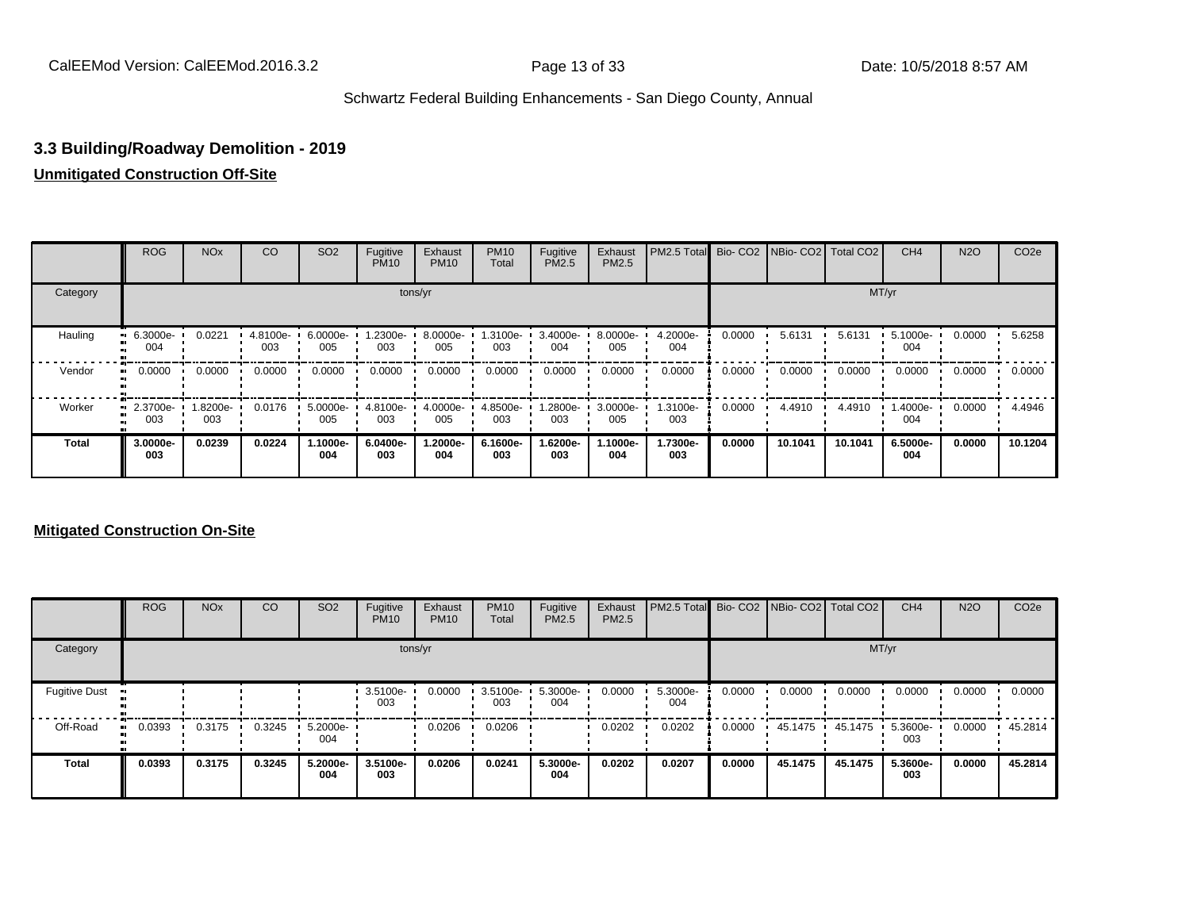## 3.3 Building/Roadway Demolition - 2019

**Unmitigated Construction Off-Site**

| | ROG | NOx | CO | SO2 | Fugitive PM10 | Exhaust PM10 | PM10 Total | Fugitive PM2.5 | Exhaust PM2.5 | PM2.5 Total | Bio- CO2 | NBio- CO2 | Total CO2 | CH4 | N2O | CO2e |
|---|---|---|---|---|---|---|---|---|---|---|---|---|---|---|---|---|
| Category | tons/yr | | | | | | | | | | MT/yr | | | | | |
| Hauling | 6.3000e-004 | 0.0221 | 4.8100e-003 | 6.0000e-005 | 1.2300e-003 | 8.0000e-005 | 1.3100e-003 | 3.4000e-004 | 8.0000e-005 | 4.2000e-004 | 0.0000 | 5.6131 | 5.6131 | 5.1000e-004 | 0.0000 | 5.6258 |
| Vendor | 0.0000 | 0.0000 | 0.0000 | 0.0000 | 0.0000 | 0.0000 | 0.0000 | 0.0000 | 0.0000 | 0.0000 | 0.0000 | 0.0000 | 0.0000 | 0.0000 | 0.0000 | 0.0000 |
| Worker | 2.3700e-003 | 1.8200e-003 | 0.0176 | 5.0000e-005 | 4.8100e-003 | 4.0000e-005 | 4.8500e-003 | 1.2800e-003 | 3.0000e-005 | 1.3100e-003 | 0.0000 | 4.4910 | 4.4910 | 1.4000e-004 | 0.0000 | 4.4946 |
| **Total** | **3.0000e-003** | **0.0239** | **0.0224** | **1.1000e-004** | **6.0400e-003** | **1.2000e-004** | **6.1600e-003** | **1.6200e-003** | **1.1000e-004** | **1.7300e-003** | **0.0000** | **10.1041** | **10.1041** | **6.5000e-004** | **0.0000** | **10.1204** |

**Mitigated Construction On-Site**

| | ROG | NOx | CO | SO2 | Fugitive PM10 | Exhaust PM10 | PM10 Total | Fugitive PM2.5 | Exhaust PM2.5 | PM2.5 Total | Bio- CO2 | NBio- CO2 | Total CO2 | CH4 | N2O | CO2e |
|---|---|---|---|---|---|---|---|---|---|---|---|---|---|---|---|---|
| Category | tons/yr | | | | | | | | | | MT/yr | | | | | |
| Fugitive Dust | | | | | 3.5100e-003 | 0.0000 | 3.5100e-003 | 5.3000e-004 | 0.0000 | 5.3000e-004 | 0.0000 | 0.0000 | 0.0000 | 0.0000 | 0.0000 | 0.0000 |
| Off-Road | 0.0393 | 0.3175 | 0.3245 | 5.2000e-004 | | 0.0206 | 0.0206 | | 0.0202 | 0.0202 | 0.0000 | 45.1475 | 45.1475 | 5.3600e-003 | 0.0000 | 45.2814 |
| **Total** | **0.0393** | **0.3175** | **0.3245** | **5.2000e-004** | **3.5100e-003** | **0.0206** | **0.0241** | **5.3000e-004** | **0.0202** | **0.0207** | **0.0000** | **45.1475** | **45.1475** | **5.3600e-003** | **0.0000** | **45.2814** |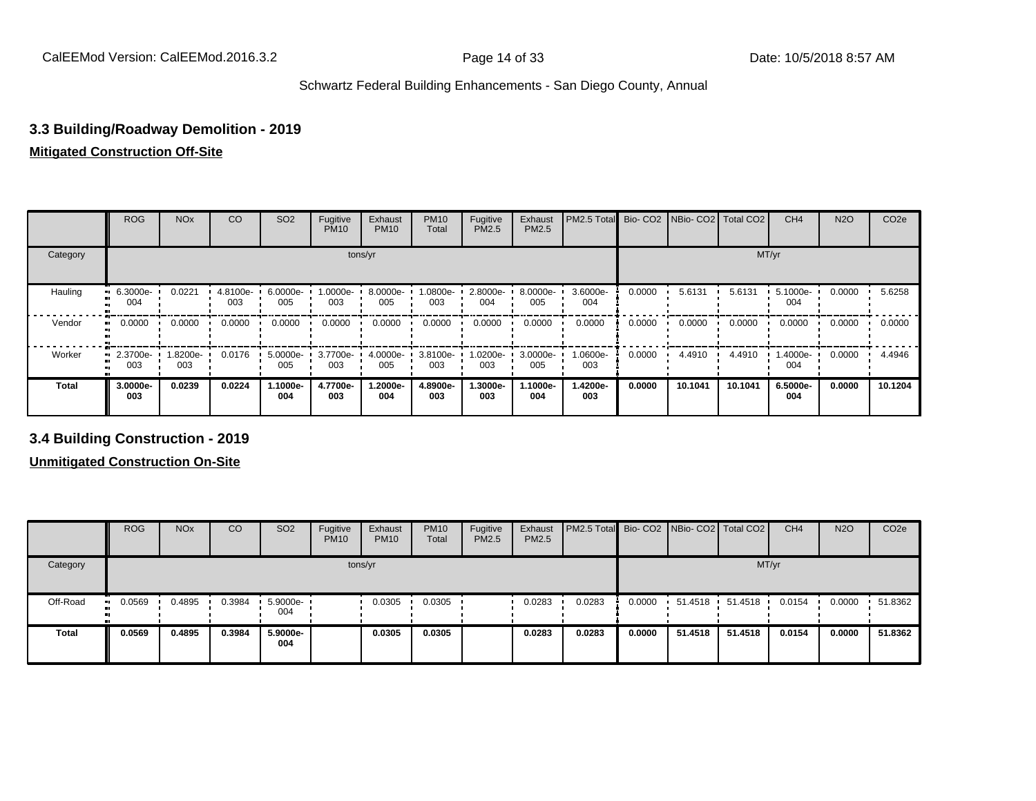## 3.3 Building/Roadway Demolition - 2019

**Mitigated Construction Off-Site**

| | ROG | NOx | CO | SO2 | Fugitive PM10 | Exhaust PM10 | PM10 Total | Fugitive PM2.5 | Exhaust PM2.5 | PM2.5 Total | Bio- CO2 | NBio- CO2 | Total CO2 | CH4 | N2O | CO2e |
|---|---|---|---|---|---|---|---|---|---|---|---|---|---|---|---|---|
| Category | tons/yr | | | | | | | | | | MT/yr | | | | | |
| Hauling | 6.3000e-004 | 0.0221 | 4.8100e-003 | 6.0000e-005 | 1.0000e-003 | 8.0000e-005 | 1.0800e-003 | 2.8000e-004 | 8.0000e-005 | 3.6000e-004 | 0.0000 | 5.6131 | 5.6131 | 5.1000e-004 | 0.0000 | 5.6258 |
| Vendor | 0.0000 | 0.0000 | 0.0000 | 0.0000 | 0.0000 | 0.0000 | 0.0000 | 0.0000 | 0.0000 | 0.0000 | 0.0000 | 0.0000 | 0.0000 | 0.0000 | 0.0000 | 0.0000 |
| Worker | 2.3700e-003 | 1.8200e-003 | 0.0176 | 5.0000e-005 | 3.7700e-003 | 4.0000e-005 | 3.8100e-003 | 1.0200e-003 | 3.0000e-005 | 1.0600e-003 | 0.0000 | 4.4910 | 4.4910 | 1.4000e-004 | 0.0000 | 4.4946 |
| **Total** | **3.0000e-003** | **0.0239** | **0.0224** | **1.1000e-004** | **4.7700e-003** | **1.2000e-004** | **4.8900e-003** | **1.3000e-003** | **1.1000e-004** | **1.4200e-003** | **0.0000** | **10.1041** | **10.1041** | **6.5000e-004** | **0.0000** | **10.1204** |

## 3.4 Building Construction - 2019

**Unmitigated Construction On-Site**

| | ROG | NOx | CO | SO2 | Fugitive PM10 | Exhaust PM10 | PM10 Total | Fugitive PM2.5 | Exhaust PM2.5 | PM2.5 Total | Bio- CO2 | NBio- CO2 | Total CO2 | CH4 | N2O | CO2e |
|---|---|---|---|---|---|---|---|---|---|---|---|---|---|---|---|---|
| Category | tons/yr | | | | | | | | | | MT/yr | | | | | |
| Off-Road | 0.0569 | 0.4895 | 0.3984 | 5.9000e-004 | | 0.0305 | 0.0305 | | 0.0283 | 0.0283 | 0.0000 | 51.4518 | 51.4518 | 0.0154 | 0.0000 | 51.8362 |
| **Total** | **0.0569** | **0.4895** | **0.3984** | **5.9000e-004** | | **0.0305** | **0.0305** | | **0.0283** | **0.0283** | **0.0000** | **51.4518** | **51.4518** | **0.0154** | **0.0000** | **51.8362** |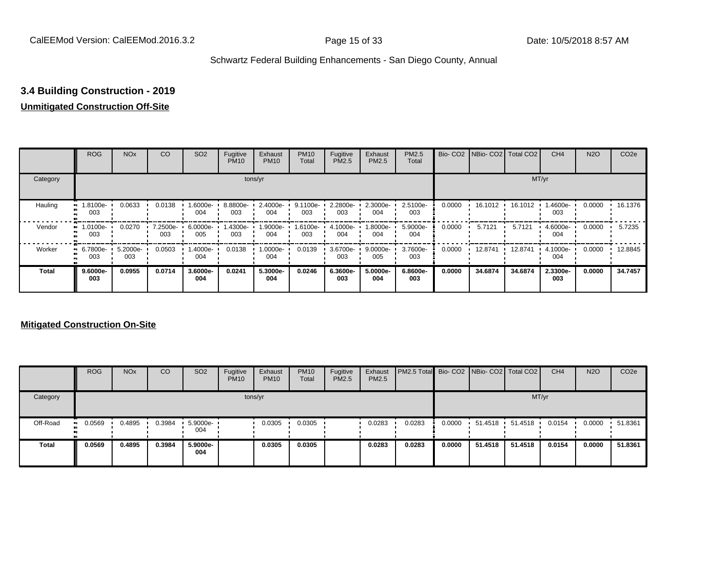## 3.4 Building Construction - 2019

**Unmitigated Construction Off-Site**

| | ROG | NOx | CO | SO2 | Fugitive PM10 | Exhaust PM10 | PM10 Total | Fugitive PM2.5 | Exhaust PM2.5 | PM2.5 Total | Bio- CO2 | NBio- CO2 | Total CO2 | CH4 | N2O | CO2e |
|---|---|---|---|---|---|---|---|---|---|---|---|---|---|---|---|---|
| Category | tons/yr | | | | | | | | | | MT/yr | | | | | |
| Hauling | 1.8100e-003 | 0.0633 | 0.0138 | 1.6000e-004 | 8.8800e-003 | 2.4000e-004 | 9.1100e-003 | 2.2800e-003 | 2.3000e-004 | 2.5100e-003 | 0.0000 | 16.1012 | 16.1012 | 1.4600e-003 | 0.0000 | 16.1376 |
| Vendor | 1.0100e-003 | 0.0270 | 7.2500e-003 | 6.0000e-005 | 1.4300e-003 | 1.9000e-004 | 1.6100e-003 | 4.1000e-004 | 1.8000e-004 | 5.9000e-004 | 0.0000 | 5.7121 | 5.7121 | 4.6000e-004 | 0.0000 | 5.7235 |
| Worker | 6.7800e-003 | 5.2000e-003 | 0.0503 | 1.4000e-004 | 0.0138 | 1.0000e-004 | 0.0139 | 3.6700e-003 | 9.0000e-005 | 3.7600e-003 | 0.0000 | 12.8741 | 12.8741 | 4.1000e-004 | 0.0000 | 12.8845 |
| **Total** | **9.6000e-003** | **0.0955** | **0.0714** | **3.6000e-004** | **0.0241** | **5.3000e-004** | **0.0246** | **6.3600e-003** | **5.0000e-004** | **6.8600e-003** | **0.0000** | **34.6874** | **34.6874** | **2.3300e-003** | **0.0000** | **34.7457** |

**Mitigated Construction On-Site**

| | ROG | NOx | CO | SO2 | Fugitive PM10 | Exhaust PM10 | PM10 Total | Fugitive PM2.5 | Exhaust PM2.5 | PM2.5 Total | Bio- CO2 | NBio- CO2 | Total CO2 | CH4 | N2O | CO2e |
|---|---|---|---|---|---|---|---|---|---|---|---|---|---|---|---|---|
| Category | tons/yr | | | | | | | | | | MT/yr | | | | | |
| Off-Road | 0.0569 | 0.4895 | 0.3984 | 5.9000e-004 | | 0.0305 | 0.0305 | | 0.0283 | 0.0283 | 0.0000 | 51.4518 | 51.4518 | 0.0154 | 0.0000 | 51.8361 |
| **Total** | **0.0569** | **0.4895** | **0.3984** | **5.9000e-004** | | **0.0305** | **0.0305** | | **0.0283** | **0.0283** | **0.0000** | **51.4518** | **51.4518** | **0.0154** | **0.0000** | **51.8361** |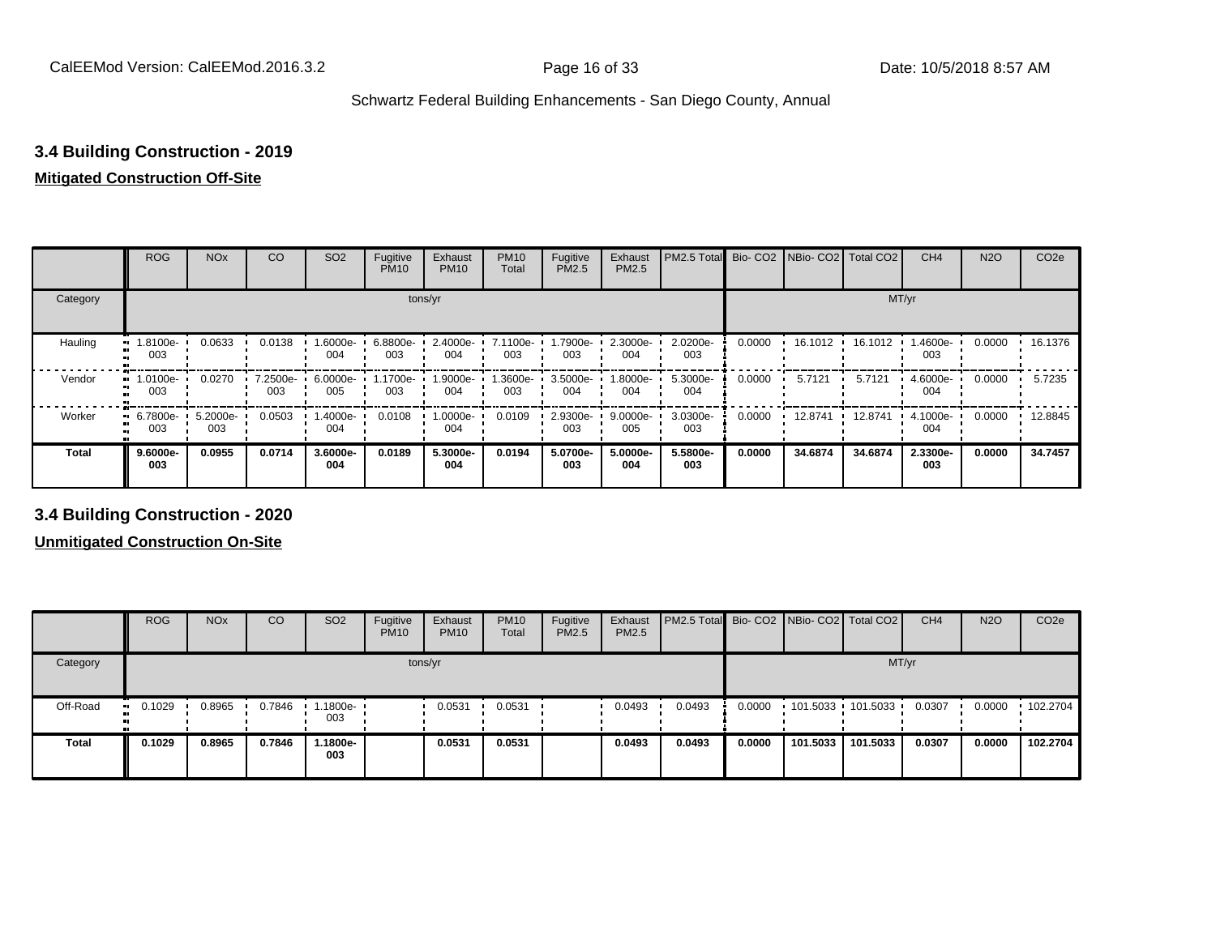## 3.4 Building Construction - 2019

**Mitigated Construction Off-Site**

| | ROG | NOx | CO | SO2 | Fugitive PM10 | Exhaust PM10 | PM10 Total | Fugitive PM2.5 | Exhaust PM2.5 | PM2.5 Total | Bio- CO2 | NBio- CO2 | Total CO2 | CH4 | N2O | CO2e |
|---|---|---|---|---|---|---|---|---|---|---|---|---|---|---|---|---|
| Category | tons/yr | | | | | | | | | | MT/yr | | | | | |
| Hauling | 1.8100e-003 | 0.0633 | 0.0138 | 1.6000e-004 | 6.8800e-003 | 2.4000e-004 | 7.1100e-003 | 1.7900e-003 | 2.3000e-004 | 2.0200e-003 | 0.0000 | 16.1012 | 16.1012 | 1.4600e-003 | 0.0000 | 16.1376 |
| Vendor | 1.0100e-003 | 0.0270 | 7.2500e-003 | 6.0000e-005 | 1.1700e-003 | 1.9000e-004 | 1.3600e-003 | 3.5000e-004 | 1.8000e-004 | 5.3000e-004 | 0.0000 | 5.7121 | 5.7121 | 4.6000e-004 | 0.0000 | 5.7235 |
| Worker | 6.7800e-003 | 5.2000e-003 | 0.0503 | 1.4000e-004 | 0.0108 | 1.0000e-004 | 0.0109 | 2.9300e-003 | 9.0000e-005 | 3.0300e-003 | 0.0000 | 12.8741 | 12.8741 | 4.1000e-004 | 0.0000 | 12.8845 |
| **Total** | **9.6000e-003** | **0.0955** | **0.0714** | **3.6000e-004** | **0.0189** | **5.3000e-004** | **0.0194** | **5.0700e-003** | **5.0000e-004** | **5.5800e-003** | **0.0000** | **34.6874** | **34.6874** | **2.3300e-003** | **0.0000** | **34.7457** |

## 3.4 Building Construction - 2020

**Unmitigated Construction On-Site**

| | ROG | NOx | CO | SO2 | Fugitive PM10 | Exhaust PM10 | PM10 Total | Fugitive PM2.5 | Exhaust PM2.5 | PM2.5 Total | Bio- CO2 | NBio- CO2 | Total CO2 | CH4 | N2O | CO2e |
|---|---|---|---|---|---|---|---|---|---|---|---|---|---|---|---|---|
| Category | tons/yr | | | | | | | | | | MT/yr | | | | | |
| Off-Road | 0.1029 | 0.8965 | 0.7846 | 1.1800e-003 | | 0.0531 | 0.0531 | | 0.0493 | 0.0493 | 0.0000 | 101.5033 | 101.5033 | 0.0307 | 0.0000 | 102.2704 |
| **Total** | **0.1029** | **0.8965** | **0.7846** | **1.1800e-003** | | **0.0531** | **0.0531** | | **0.0493** | **0.0493** | **0.0000** | **101.5033** | **101.5033** | **0.0307** | **0.0000** | **102.2704** |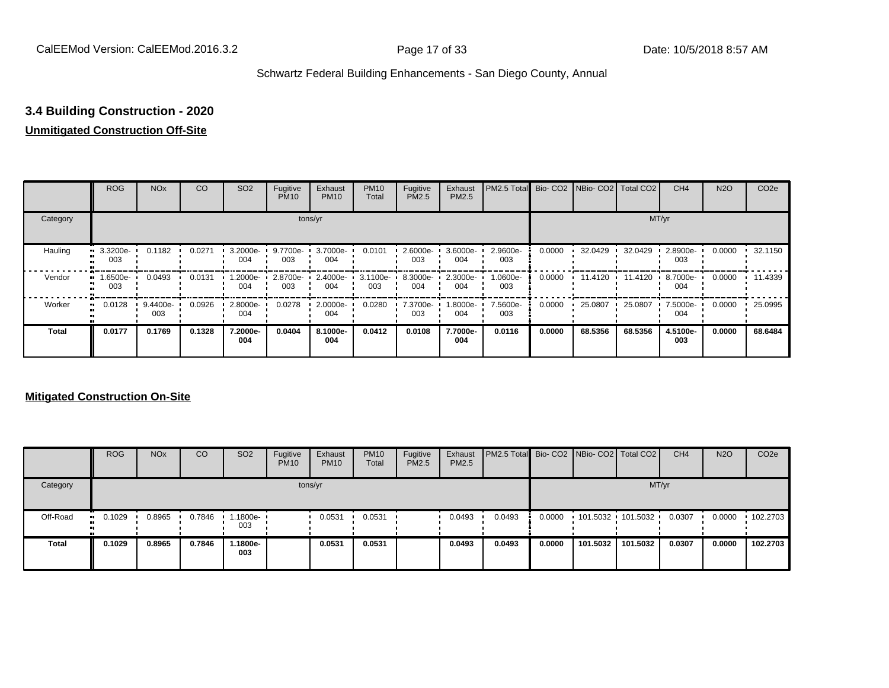## 3.4 Building Construction - 2020

**Unmitigated Construction Off-Site**

| | ROG | NOx | CO | SO2 | Fugitive PM10 | Exhaust PM10 | PM10 Total | Fugitive PM2.5 | Exhaust PM2.5 | PM2.5 Total | Bio- CO2 | NBio- CO2 | Total CO2 | CH4 | N2O | CO2e |
|---|---|---|---|---|---|---|---|---|---|---|---|---|---|---|---|---|
| Category | tons/yr | | | | | | | | | | MT/yr | | | | | |
| Hauling | 3.3200e-003 | 0.1182 | 0.0271 | 3.2000e-004 | 9.7700e-003 | 3.7000e-004 | 0.0101 | 2.6000e-003 | 3.6000e-004 | 2.9600e-003 | 0.0000 | 32.0429 | 32.0429 | 2.8900e-003 | 0.0000 | 32.1150 |
| Vendor | 1.6500e-003 | 0.0493 | 0.0131 | 1.2000e-004 | 2.8700e-003 | 2.4000e-004 | 3.1100e-003 | 8.3000e-004 | 2.3000e-004 | 1.0600e-003 | 0.0000 | 11.4120 | 11.4120 | 8.7000e-004 | 0.0000 | 11.4339 |
| Worker | 0.0128 | 9.4400e-003 | 0.0926 | 2.8000e-004 | 0.0278 | 2.0000e-004 | 0.0280 | 7.3700e-003 | 1.8000e-004 | 7.5600e-003 | 0.0000 | 25.0807 | 25.0807 | 7.5000e-004 | 0.0000 | 25.0995 |
| **Total** | **0.0177** | **0.1769** | **0.1328** | **7.2000e-004** | **0.0404** | **8.1000e-004** | **0.0412** | **0.0108** | **7.7000e-004** | **0.0116** | **0.0000** | **68.5356** | **68.5356** | **4.5100e-003** | **0.0000** | **68.6484** |

**Mitigated Construction On-Site**

| | ROG | NOx | CO | SO2 | Fugitive PM10 | Exhaust PM10 | PM10 Total | Fugitive PM2.5 | Exhaust PM2.5 | PM2.5 Total | Bio- CO2 | NBio- CO2 | Total CO2 | CH4 | N2O | CO2e |
|---|---|---|---|---|---|---|---|---|---|---|---|---|---|---|---|---|
| Category | tons/yr | | | | | | | | | | MT/yr | | | | | |
| Off-Road | 0.1029 | 0.8965 | 0.7846 | 1.1800e-003 | | 0.0531 | 0.0531 | | 0.0493 | 0.0493 | 0.0000 | 101.5032 | 101.5032 | 0.0307 | 0.0000 | 102.2703 |
| **Total** | **0.1029** | **0.8965** | **0.7846** | **1.1800e-003** | | **0.0531** | **0.0531** | | **0.0493** | **0.0493** | **0.0000** | **101.5032** | **101.5032** | **0.0307** | **0.0000** | **102.2703** |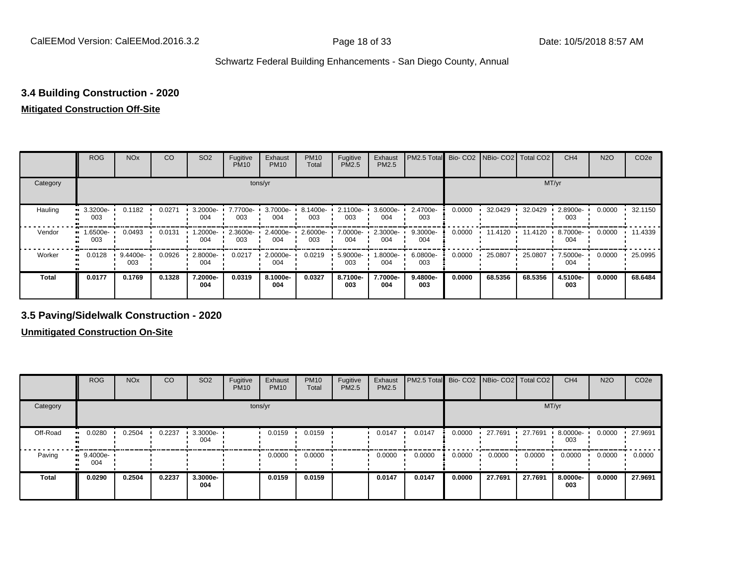### 3.4 Building Construction - 2020

**Mitigated Construction Off-Site**

| | ROG | NOx | CO | SO2 | Fugitive PM10 | Exhaust PM10 | PM10 Total | Fugitive PM2.5 | Exhaust PM2.5 | PM2.5 Total | Bio- CO2 | NBio- CO2 | Total CO2 | CH4 | N2O | CO2e |
|---|---|---|---|---|---|---|---|---|---|---|---|---|---|---|---|---|
| Category | tons/yr | | | | | | | | | | MT/yr | | | | | |
| Hauling | 3.3200e-003 | 0.1182 | 0.0271 | 3.2000e-004 | 7.7700e-003 | 3.7000e-004 | 8.1400e-003 | 2.1100e-003 | 3.6000e-004 | 2.4700e-003 | 0.0000 | 32.0429 | 32.0429 | 2.8900e-003 | 0.0000 | 32.1150 |
| Vendor | 1.6500e-003 | 0.0493 | 0.0131 | 1.2000e-004 | 2.3600e-003 | 2.4000e-004 | 2.6000e-003 | 7.0000e-004 | 2.3000e-004 | 9.3000e-004 | 0.0000 | 11.4120 | 11.4120 | 8.7000e-004 | 0.0000 | 11.4339 |
| Worker | 0.0128 | 9.4400e-003 | 0.0926 | 2.8000e-004 | 0.0217 | 2.0000e-004 | 0.0219 | 5.9000e-003 | 1.8000e-004 | 6.0800e-003 | 0.0000 | 25.0807 | 25.0807 | 7.5000e-004 | 0.0000 | 25.0995 |
| **Total** | **0.0177** | **0.1769** | **0.1328** | **7.2000e-004** | **0.0319** | **8.1000e-004** | **0.0327** | **8.7100e-003** | **7.7000e-004** | **9.4800e-003** | **0.0000** | **68.5356** | **68.5356** | **4.5100e-003** | **0.0000** | **68.6484** |

### 3.5 Paving/Sidelwalk Construction - 2020

**Unmitigated Construction On-Site**

| | ROG | NOx | CO | SO2 | Fugitive PM10 | Exhaust PM10 | PM10 Total | Fugitive PM2.5 | Exhaust PM2.5 | PM2.5 Total | Bio- CO2 | NBio- CO2 | Total CO2 | CH4 | N2O | CO2e |
|---|---|---|---|---|---|---|---|---|---|---|---|---|---|---|---|---|
| Category | tons/yr | | | | | | | | | | MT/yr | | | | | |
| Off-Road | 0.0280 | 0.2504 | 0.2237 | 3.3000e-004 | | 0.0159 | 0.0159 | | 0.0147 | 0.0147 | 0.0000 | 27.7691 | 27.7691 | 8.0000e-003 | 0.0000 | 27.9691 |
| Paving | 9.4000e-004 | | | | | 0.0000 | 0.0000 | | 0.0000 | 0.0000 | 0.0000 | 0.0000 | 0.0000 | 0.0000 | 0.0000 | 0.0000 |
| **Total** | **0.0290** | **0.2504** | **0.2237** | **3.3000e-004** | | **0.0159** | **0.0159** | | **0.0147** | **0.0147** | **0.0000** | **27.7691** | **27.7691** | **8.0000e-003** | **0.0000** | **27.9691** |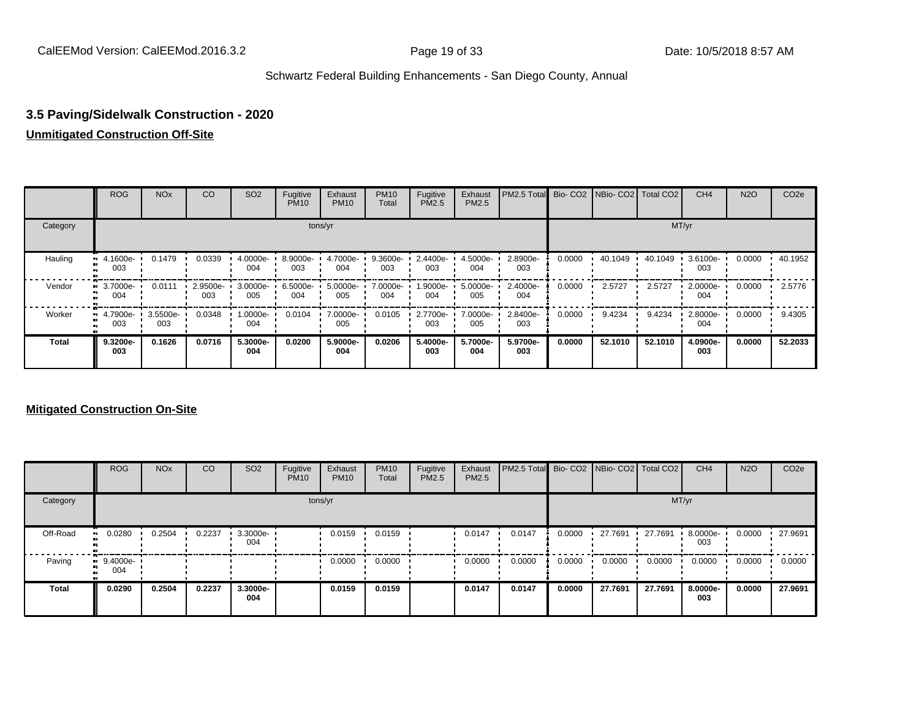## 3.5 Paving/Sidelwalk Construction - 2020

**Unmitigated Construction Off-Site**

| | ROG | NOx | CO | SO2 | Fugitive PM10 | Exhaust PM10 | PM10 Total | Fugitive PM2.5 | Exhaust PM2.5 | PM2.5 Total | Bio- CO2 | NBio- CO2 | Total CO2 | CH4 | N2O | CO2e |
|---|---|---|---|---|---|---|---|---|---|---|---|---|---|---|---|---|
| Category | tons/yr | | | | | | | | | | MT/yr | | | | | |
| Hauling | 4.1600e-003 | 0.1479 | 0.0339 | 4.0000e-004 | 8.9000e-003 | 4.7000e-004 | 9.3600e-003 | 2.4400e-003 | 4.5000e-004 | 2.8900e-003 | 0.0000 | 40.1049 | 40.1049 | 3.6100e-003 | 0.0000 | 40.1952 |
| Vendor | 3.7000e-004 | 0.0111 | 2.9500e-003 | 3.0000e-005 | 6.5000e-004 | 5.0000e-005 | 7.0000e-004 | 1.9000e-004 | 5.0000e-005 | 2.4000e-004 | 0.0000 | 2.5727 | 2.5727 | 2.0000e-004 | 0.0000 | 2.5776 |
| Worker | 4.7900e-003 | 3.5500e-003 | 0.0348 | 1.0000e-004 | 0.0104 | 7.0000e-005 | 0.0105 | 2.7700e-003 | 7.0000e-005 | 2.8400e-003 | 0.0000 | 9.4234 | 9.4234 | 2.8000e-004 | 0.0000 | 9.4305 |
| **Total** | **9.3200e-003** | **0.1626** | **0.0716** | **5.3000e-004** | **0.0200** | **5.9000e-004** | **0.0206** | **5.4000e-003** | **5.7000e-004** | **5.9700e-003** | **0.0000** | **52.1010** | **52.1010** | **4.0900e-003** | **0.0000** | **52.2033** |

**Mitigated Construction On-Site**

| | ROG | NOx | CO | SO2 | Fugitive PM10 | Exhaust PM10 | PM10 Total | Fugitive PM2.5 | Exhaust PM2.5 | PM2.5 Total | Bio- CO2 | NBio- CO2 | Total CO2 | CH4 | N2O | CO2e |
|---|---|---|---|---|---|---|---|---|---|---|---|---|---|---|---|---|
| Category | tons/yr | | | | | | | | | | MT/yr | | | | | |
| Off-Road | 0.0280 | 0.2504 | 0.2237 | 3.3000e-004 | | 0.0159 | 0.0159 | | 0.0147 | 0.0147 | 0.0000 | 27.7691 | 27.7691 | 8.0000e-003 | 0.0000 | 27.9691 |
| Paving | 9.4000e-004 | | | | | 0.0000 | 0.0000 | | 0.0000 | 0.0000 | 0.0000 | 0.0000 | 0.0000 | 0.0000 | 0.0000 | 0.0000 |
| **Total** | **0.0290** | **0.2504** | **0.2237** | **3.3000e-004** | | **0.0159** | **0.0159** | | **0.0147** | **0.0147** | **0.0000** | **27.7691** | **27.7691** | **8.0000e-003** | **0.0000** | **27.9691** |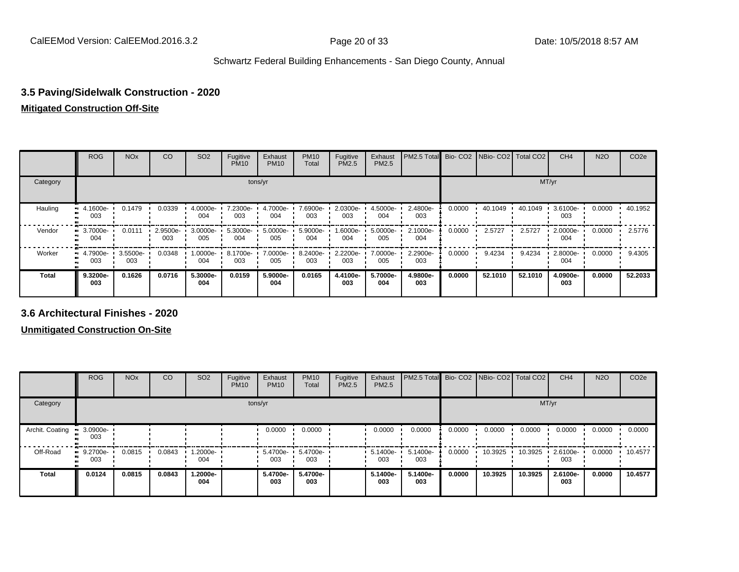### 3.5 Paving/Sidelwalk Construction - 2020

**Mitigated Construction Off-Site**

| | ROG | NOx | CO | SO2 | Fugitive PM10 | Exhaust PM10 | PM10 Total | Fugitive PM2.5 | Exhaust PM2.5 | PM2.5 Total | Bio- CO2 | NBio- CO2 | Total CO2 | CH4 | N2O | CO2e |
|---|---|---|---|---|---|---|---|---|---|---|---|---|---|---|---|---|
| Category | tons/yr | | | | | | | | | | MT/yr | | | | | |
| Hauling | 4.1600e-003 | 0.1479 | 0.0339 | 4.0000e-004 | 7.2300e-003 | 4.7000e-004 | 7.6900e-003 | 2.0300e-003 | 4.5000e-004 | 2.4800e-003 | 0.0000 | 40.1049 | 40.1049 | 3.6100e-003 | 0.0000 | 40.1952 |
| Vendor | 3.7000e-004 | 0.0111 | 2.9500e-003 | 3.0000e-005 | 5.3000e-004 | 5.0000e-005 | 5.9000e-004 | 1.6000e-004 | 5.0000e-005 | 2.1000e-004 | 0.0000 | 2.5727 | 2.5727 | 2.0000e-004 | 0.0000 | 2.5776 |
| Worker | 4.7900e-003 | 3.5500e-003 | 0.0348 | 1.0000e-004 | 8.1700e-003 | 7.0000e-005 | 8.2400e-003 | 2.2200e-003 | 7.0000e-005 | 2.2900e-003 | 0.0000 | 9.4234 | 9.4234 | 2.8000e-004 | 0.0000 | 9.4305 |
| **Total** | **9.3200e-003** | **0.1626** | **0.0716** | **5.3000e-004** | **0.0159** | **5.9000e-004** | **0.0165** | **4.4100e-003** | **5.7000e-004** | **4.9800e-003** | **0.0000** | **52.1010** | **52.1010** | **4.0900e-003** | **0.0000** | **52.2033** |

### 3.6 Architectural Finishes - 2020

**Unmitigated Construction On-Site**

| | ROG | NOx | CO | SO2 | Fugitive PM10 | Exhaust PM10 | PM10 Total | Fugitive PM2.5 | Exhaust PM2.5 | PM2.5 Total | Bio- CO2 | NBio- CO2 | Total CO2 | CH4 | N2O | CO2e |
|---|---|---|---|---|---|---|---|---|---|---|---|---|---|---|---|---|
| Category | tons/yr | | | | | | | | | | MT/yr | | | | | |
| Archit. Coating | 3.0900e-003 | | | | | 0.0000 | 0.0000 | | 0.0000 | 0.0000 | 0.0000 | 0.0000 | 0.0000 | 0.0000 | 0.0000 | 0.0000 |
| Off-Road | 9.2700e-003 | 0.0815 | 0.0843 | 1.2000e-004 | | 5.4700e-003 | 5.4700e-003 | | 5.1400e-003 | 5.1400e-003 | 0.0000 | 10.3925 | 10.3925 | 2.6100e-003 | 0.0000 | 10.4577 |
| **Total** | **0.0124** | **0.0815** | **0.0843** | **1.2000e-004** | | **5.4700e-003** | **5.4700e-003** | | **5.1400e-003** | **5.1400e-003** | **0.0000** | **10.3925** | **10.3925** | **2.6100e-003** | **0.0000** | **10.4577** |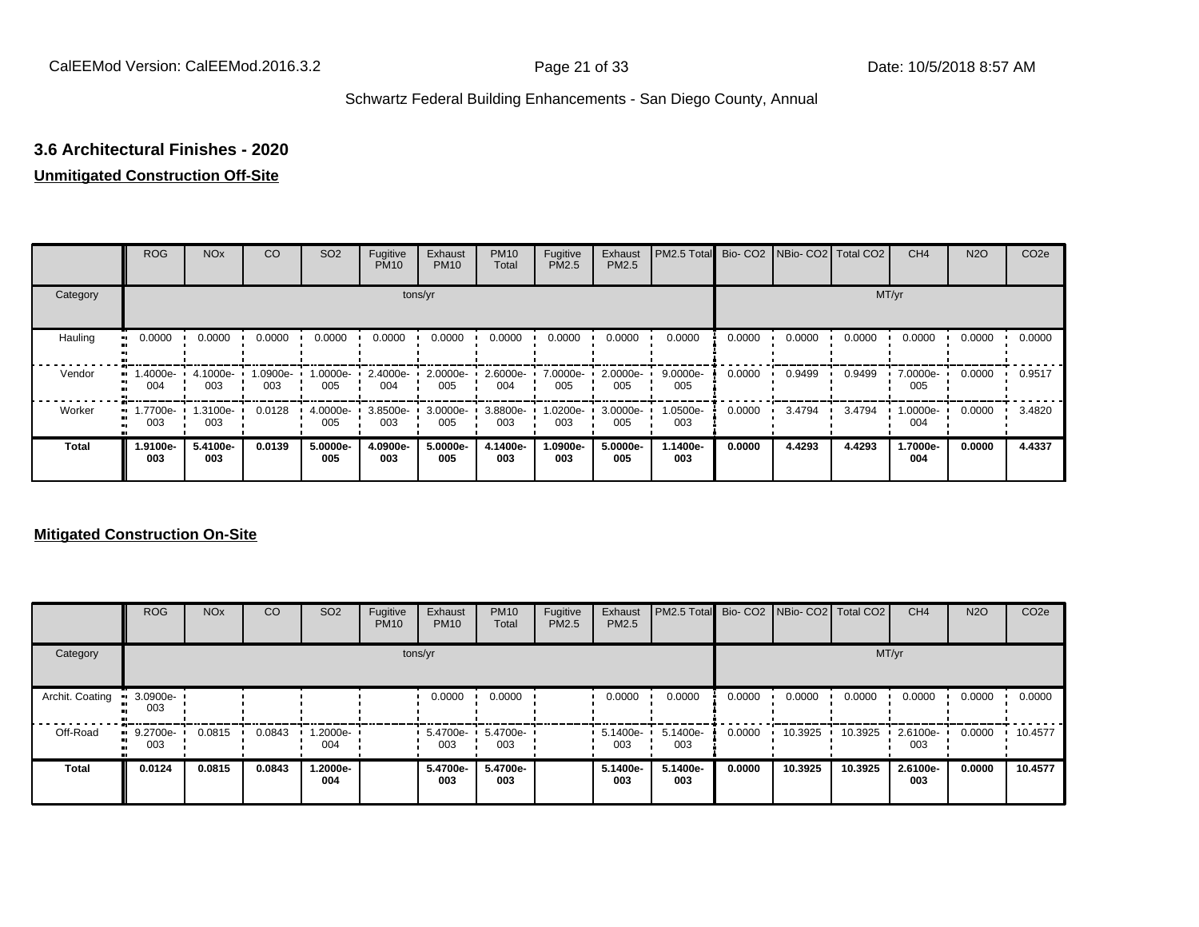## 3.6 Architectural Finishes - 2020

**Unmitigated Construction Off-Site**

| | ROG | NOx | CO | SO2 | Fugitive PM10 | Exhaust PM10 | PM10 Total | Fugitive PM2.5 | Exhaust PM2.5 | PM2.5 Total | Bio- CO2 | NBio- CO2 | Total CO2 | CH4 | N2O | CO2e |
|---|---|---|---|---|---|---|---|---|---|---|---|---|---|---|---|---|
| Category | tons/yr | | | | | | | | | | MT/yr | | | | | |
| Hauling | 0.0000 | 0.0000 | 0.0000 | 0.0000 | 0.0000 | 0.0000 | 0.0000 | 0.0000 | 0.0000 | 0.0000 | 0.0000 | 0.0000 | 0.0000 | 0.0000 | 0.0000 | 0.0000 |
| Vendor | 1.4000e-004 | 4.1000e-003 | 1.0900e-003 | 1.0000e-005 | 2.4000e-004 | 2.0000e-005 | 2.6000e-004 | 7.0000e-005 | 2.0000e-005 | 9.0000e-005 | 0.0000 | 0.9499 | 0.9499 | 7.0000e-005 | 0.0000 | 0.9517 |
| Worker | 1.7700e-003 | 1.3100e-003 | 0.0128 | 4.0000e-005 | 3.8500e-003 | 3.0000e-005 | 3.8800e-003 | 1.0200e-003 | 3.0000e-005 | 1.0500e-003 | 0.0000 | 3.4794 | 3.4794 | 1.0000e-004 | 0.0000 | 3.4820 |
| **Total** | **1.9100e-003** | **5.4100e-003** | **0.0139** | **5.0000e-005** | **4.0900e-003** | **5.0000e-005** | **4.1400e-003** | **1.0900e-003** | **5.0000e-005** | **1.1400e-003** | **0.0000** | **4.4293** | **4.4293** | **1.7000e-004** | **0.0000** | **4.4337** |

**Mitigated Construction On-Site**

| | ROG | NOx | CO | SO2 | Fugitive PM10 | Exhaust PM10 | PM10 Total | Fugitive PM2.5 | Exhaust PM2.5 | PM2.5 Total | Bio- CO2 | NBio- CO2 | Total CO2 | CH4 | N2O | CO2e |
|---|---|---|---|---|---|---|---|---|---|---|---|---|---|---|---|---|
| Category | tons/yr | | | | | | | | | | MT/yr | | | | | |
| Archit. Coating | 3.0900e-003 | | | | | 0.0000 | 0.0000 | | 0.0000 | 0.0000 | 0.0000 | 0.0000 | 0.0000 | 0.0000 | 0.0000 | 0.0000 |
| Off-Road | 9.2700e-003 | 0.0815 | 0.0843 | 1.2000e-004 | | 5.4700e-003 | 5.4700e-003 | | 5.1400e-003 | 5.1400e-003 | 0.0000 | 10.3925 | 10.3925 | 2.6100e-003 | 0.0000 | 10.4577 |
| **Total** | **0.0124** | **0.0815** | **0.0843** | **1.2000e-004** | | **5.4700e-003** | **5.4700e-003** | | **5.1400e-003** | **5.1400e-003** | **0.0000** | **10.3925** | **10.3925** | **2.6100e-003** | **0.0000** | **10.4577** |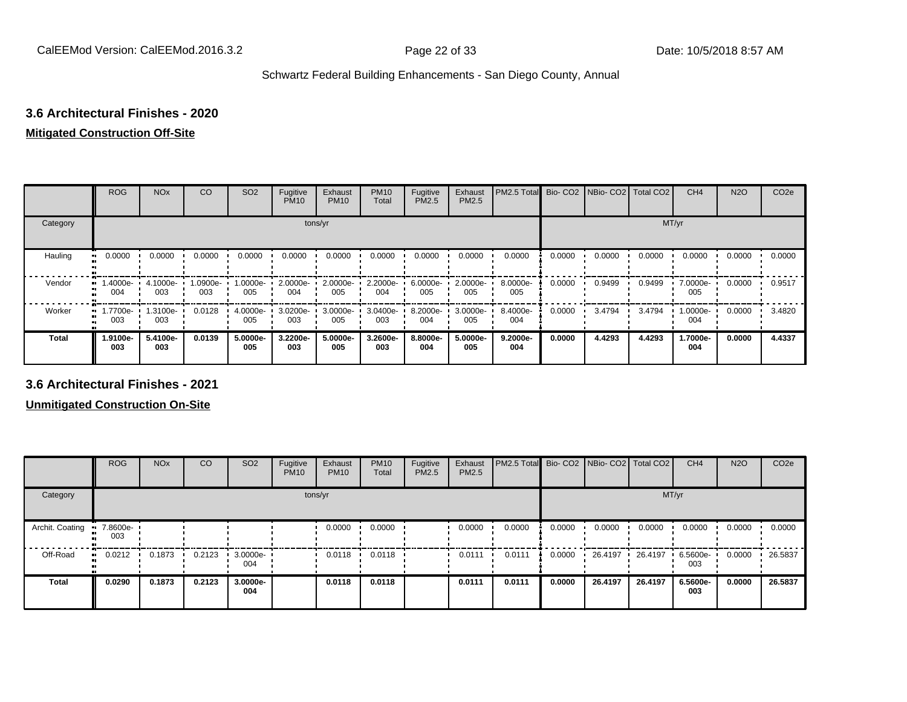### 3.6 Architectural Finishes - 2020

**Mitigated Construction Off-Site**

| | ROG | NOx | CO | SO2 | Fugitive PM10 | Exhaust PM10 | PM10 Total | Fugitive PM2.5 | Exhaust PM2.5 | PM2.5 Total | Bio- CO2 | NBio- CO2 | Total CO2 | CH4 | N2O | CO2e |
|---|---|---|---|---|---|---|---|---|---|---|---|---|---|---|---|---|
| Category | tons/yr | | | | | | | | | | MT/yr | | | | | |
| Hauling | 0.0000 | 0.0000 | 0.0000 | 0.0000 | 0.0000 | 0.0000 | 0.0000 | 0.0000 | 0.0000 | 0.0000 | 0.0000 | 0.0000 | 0.0000 | 0.0000 | 0.0000 | 0.0000 |
| Vendor | 1.4000e-004 | 4.1000e-003 | 1.0900e-003 | 1.0000e-005 | 2.0000e-004 | 2.0000e-005 | 2.2000e-004 | 6.0000e-005 | 2.0000e-005 | 8.0000e-005 | 0.0000 | 0.9499 | 0.9499 | 7.0000e-005 | 0.0000 | 0.9517 |
| Worker | 1.7700e-003 | 1.3100e-003 | 0.0128 | 4.0000e-005 | 3.0200e-003 | 3.0000e-005 | 3.0400e-003 | 8.2000e-004 | 3.0000e-005 | 8.4000e-004 | 0.0000 | 3.4794 | 3.4794 | 1.0000e-004 | 0.0000 | 3.4820 |
| **Total** | **1.9100e-003** | **5.4100e-003** | **0.0139** | **5.0000e-005** | **3.2200e-003** | **5.0000e-005** | **3.2600e-003** | **8.8000e-004** | **5.0000e-005** | **9.2000e-004** | **0.0000** | **4.4293** | **4.4293** | **1.7000e-004** | **0.0000** | **4.4337** |

### 3.6 Architectural Finishes - 2021

**Unmitigated Construction On-Site**

| | ROG | NOx | CO | SO2 | Fugitive PM10 | Exhaust PM10 | PM10 Total | Fugitive PM2.5 | Exhaust PM2.5 | PM2.5 Total | Bio- CO2 | NBio- CO2 | Total CO2 | CH4 | N2O | CO2e |
|---|---|---|---|---|---|---|---|---|---|---|---|---|---|---|---|---|
| Category | tons/yr | | | | | | | | | | MT/yr | | | | | |
| Archit. Coating | 7.8600e-003 | | | | | 0.0000 | 0.0000 | | 0.0000 | 0.0000 | 0.0000 | 0.0000 | 0.0000 | 0.0000 | 0.0000 | 0.0000 |
| Off-Road | 0.0212 | 0.1873 | 0.2123 | 3.0000e-004 | | 0.0118 | 0.0118 | | 0.0111 | 0.0111 | 0.0000 | 26.4197 | 26.4197 | 6.5600e-003 | 0.0000 | 26.5837 |
| **Total** | **0.0290** | **0.1873** | **0.2123** | **3.0000e-004** | | **0.0118** | **0.0118** | | **0.0111** | **0.0111** | **0.0000** | **26.4197** | **26.4197** | **6.5600e-003** | **0.0000** | **26.5837** |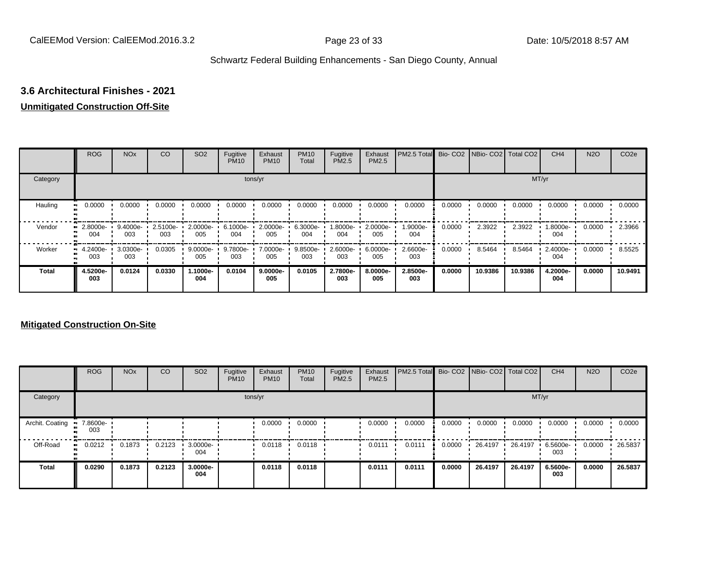## 3.6 Architectural Finishes - 2021

**Unmitigated Construction Off-Site**

| | ROG | NOx | CO | SO2 | Fugitive PM10 | Exhaust PM10 | PM10 Total | Fugitive PM2.5 | Exhaust PM2.5 | PM2.5 Total | Bio- CO2 | NBio- CO2 | Total CO2 | CH4 | N2O | CO2e |
|---|---|---|---|---|---|---|---|---|---|---|---|---|---|---|---|---|
| Category | tons/yr | | | | | | | | | | MT/yr | | | | | |
| Hauling | 0.0000 | 0.0000 | 0.0000 | 0.0000 | 0.0000 | 0.0000 | 0.0000 | 0.0000 | 0.0000 | 0.0000 | 0.0000 | 0.0000 | 0.0000 | 0.0000 | 0.0000 | 0.0000 |
| Vendor | 2.8000e-004 | 9.4000e-003 | 2.5100e-003 | 2.0000e-005 | 6.1000e-004 | 2.0000e-005 | 6.3000e-004 | 1.8000e-004 | 2.0000e-005 | 1.9000e-004 | 0.0000 | 2.3922 | 2.3922 | 1.8000e-004 | 0.0000 | 2.3966 |
| Worker | 4.2400e-003 | 3.0300e-003 | 0.0305 | 9.0000e-005 | 9.7800e-003 | 7.0000e-005 | 9.8500e-003 | 2.6000e-003 | 6.0000e-005 | 2.6600e-003 | 0.0000 | 8.5464 | 8.5464 | 2.4000e-004 | 0.0000 | 8.5525 |
| **Total** | **4.5200e-003** | **0.0124** | **0.0330** | **1.1000e-004** | **0.0104** | **9.0000e-005** | **0.0105** | **2.7800e-003** | **8.0000e-005** | **2.8500e-003** | **0.0000** | **10.9386** | **10.9386** | **4.2000e-004** | **0.0000** | **10.9491** |

**Mitigated Construction On-Site**

| | ROG | NOx | CO | SO2 | Fugitive PM10 | Exhaust PM10 | PM10 Total | Fugitive PM2.5 | Exhaust PM2.5 | PM2.5 Total | Bio- CO2 | NBio- CO2 | Total CO2 | CH4 | N2O | CO2e |
|---|---|---|---|---|---|---|---|---|---|---|---|---|---|---|---|---|
| Category | tons/yr | | | | | | | | | | MT/yr | | | | | |
| Archit. Coating | 7.8600e-003 | | | | | 0.0000 | 0.0000 | | 0.0000 | 0.0000 | 0.0000 | 0.0000 | 0.0000 | 0.0000 | 0.0000 | 0.0000 |
| Off-Road | 0.0212 | 0.1873 | 0.2123 | 3.0000e-004 | | 0.0118 | 0.0118 | | 0.0111 | 0.0111 | 0.0000 | 26.4197 | 26.4197 | 6.5600e-003 | 0.0000 | 26.5837 |
| **Total** | **0.0290** | **0.1873** | **0.2123** | **3.0000e-004** | | **0.0118** | **0.0118** | | **0.0111** | **0.0111** | **0.0000** | **26.4197** | **26.4197** | **6.5600e-003** | **0.0000** | **26.5837** |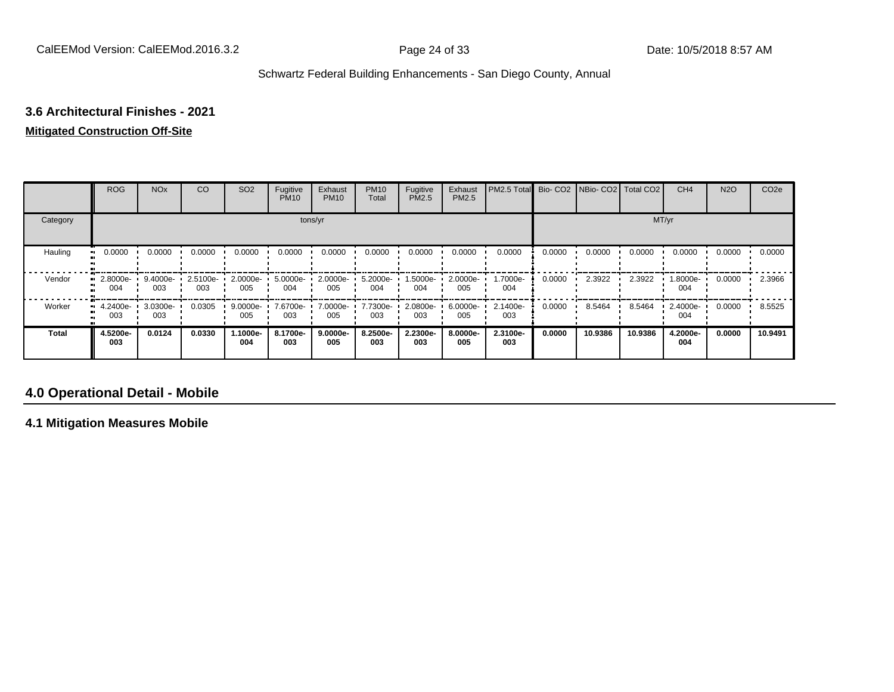### 3.6 Architectural Finishes - 2021

**Mitigated Construction Off-Site**

| | ROG | NOx | CO | SO2 | Fugitive PM10 | Exhaust PM10 | PM10 Total | Fugitive PM2.5 | Exhaust PM2.5 | PM2.5 Total | Bio- CO2 | NBio- CO2 | Total CO2 | CH4 | N2O | CO2e |
|---|---|---|---|---|---|---|---|---|---|---|---|---|---|---|---|---|
| Category | tons/yr | | | | | | | | | | MT/yr | | | | | |
| Hauling | 0.0000 | 0.0000 | 0.0000 | 0.0000 | 0.0000 | 0.0000 | 0.0000 | 0.0000 | 0.0000 | 0.0000 | 0.0000 | 0.0000 | 0.0000 | 0.0000 | 0.0000 | 0.0000 |
| Vendor | 2.8000e-004 | 9.4000e-003 | 2.5100e-003 | 2.0000e-005 | 5.0000e-004 | 2.0000e-005 | 5.2000e-004 | 1.5000e-004 | 2.0000e-005 | 1.7000e-004 | 0.0000 | 2.3922 | 2.3922 | 1.8000e-004 | 0.0000 | 2.3966 |
| Worker | 4.2400e-003 | 3.0300e-003 | 0.0305 | 9.0000e-005 | 7.6700e-003 | 7.0000e-005 | 7.7300e-003 | 2.0800e-003 | 6.0000e-005 | 2.1400e-003 | 0.0000 | 8.5464 | 8.5464 | 2.4000e-004 | 0.0000 | 8.5525 |
| **Total** | **4.5200e-003** | **0.0124** | **0.0330** | **1.1000e-004** | **8.1700e-003** | **9.0000e-005** | **8.2500e-003** | **2.2300e-003** | **8.0000e-005** | **2.3100e-003** | **0.0000** | **10.9386** | **10.9386** | **4.2000e-004** | **0.0000** | **10.9491** |

## 4.0 Operational Detail - Mobile

### 4.1 Mitigation Measures Mobile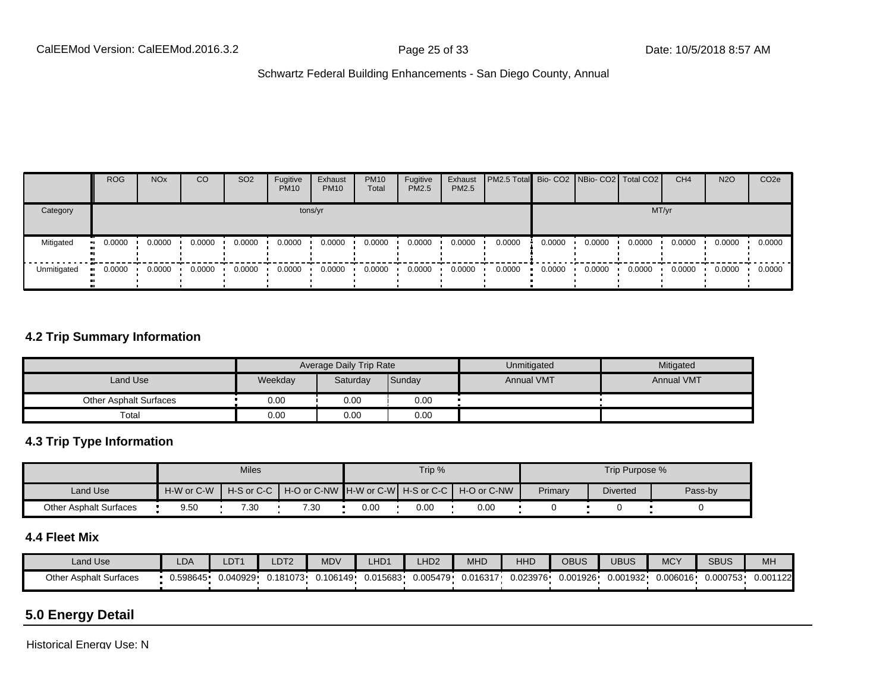| | ROG | NOx | CO | SO2 | Fugitive PM10 | Exhaust PM10 | PM10 Total | Fugitive PM2.5 | Exhaust PM2.5 | PM2.5 Total | Bio- CO2 | NBio- CO2 | Total CO2 | CH4 | N2O | CO2e |
|---|---|---|---|---|---|---|---|---|---|---|---|---|---|---|---|---|
| Category | tons/yr | | | | | | | | | | MT/yr | | | | | |
| Mitigated | 0.0000 | 0.0000 | 0.0000 | 0.0000 | 0.0000 | 0.0000 | 0.0000 | 0.0000 | 0.0000 | 0.0000 | 0.0000 | 0.0000 | 0.0000 | 0.0000 | 0.0000 | 0.0000 |
| Unmitigated | 0.0000 | 0.0000 | 0.0000 | 0.0000 | 0.0000 | 0.0000 | 0.0000 | 0.0000 | 0.0000 | 0.0000 | 0.0000 | 0.0000 | 0.0000 | 0.0000 | 0.0000 | 0.0000 |

### 4.2 Trip Summary Information

| | Average Daily Trip Rate | | | Unmitigated | Mitigated |
|---|---|---|---|---|---|
| Land Use | Weekday | Saturday | Sunday | Annual VMT | Annual VMT |
| Other Asphalt Surfaces | 0.00 | 0.00 | 0.00 | | |
| Total | 0.00 | 0.00 | 0.00 | | |

### 4.3 Trip Type Information

| | Miles | | | Trip % | | | Trip Purpose % | | |
|---|---|---|---|---|---|---|---|---|---|
| Land Use | H-W or C-W | H-S or C-C | H-O or C-NW | H-W or C-W | H-S or C-C | H-O or C-NW | Primary | Diverted | Pass-by |
| Other Asphalt Surfaces | 9.50 | 7.30 | 7.30 | 0.00 | 0.00 | 0.00 | 0 | 0 | 0 |

### 4.4 Fleet Mix

| Land Use | LDA | LDT1 | LDT2 | MDV | LHD1 | LHD2 | MHD | HHD | OBUS | UBUS | MCY | SBUS | MH |
|---|---|---|---|---|---|---|---|---|---|---|---|---|---|
| Other Asphalt Surfaces | 0.598645 | 0.040929 | 0.181073 | 0.106149 | 0.015683 | 0.005479 | 0.016317 | 0.023976 | 0.001926 | 0.001932 | 0.006016 | 0.000753 | 0.001122 |

## 5.0 Energy Detail

Historical Energy Use: N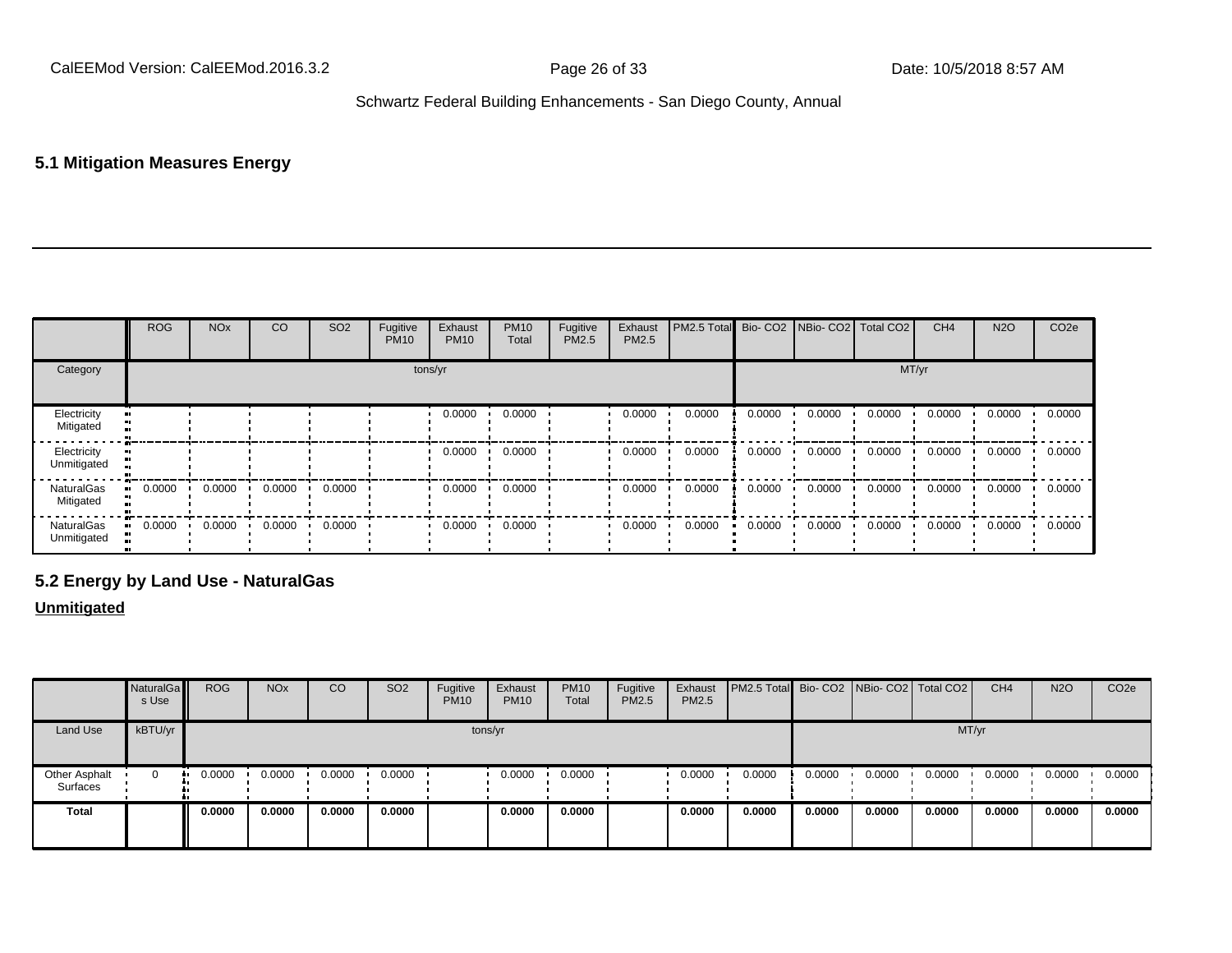## 5.1 Mitigation Measures Energy

| | ROG | NOx | CO | SO2 | Fugitive PM10 | Exhaust PM10 | PM10 Total | Fugitive PM2.5 | Exhaust PM2.5 | PM2.5 Total | Bio- CO2 | NBio- CO2 | Total CO2 | CH4 | N2O | CO2e |
|---|---|---|---|---|---|---|---|---|---|---|---|---|---|---|---|---|
| Category | tons/yr | | | | | | | | | | MT/yr | | | | | |
| Electricity Mitigated | | | | | | 0.0000 | 0.0000 | | 0.0000 | 0.0000 | 0.0000 | 0.0000 | 0.0000 | 0.0000 | 0.0000 | 0.0000 |
| Electricity Unmitigated | | | | | | 0.0000 | 0.0000 | | 0.0000 | 0.0000 | 0.0000 | 0.0000 | 0.0000 | 0.0000 | 0.0000 | 0.0000 |
| NaturalGas Mitigated | 0.0000 | 0.0000 | 0.0000 | 0.0000 | | 0.0000 | 0.0000 | | 0.0000 | 0.0000 | 0.0000 | 0.0000 | 0.0000 | 0.0000 | 0.0000 | 0.0000 |
| NaturalGas Unmitigated | 0.0000 | 0.0000 | 0.0000 | 0.0000 | | 0.0000 | 0.0000 | | 0.0000 | 0.0000 | 0.0000 | 0.0000 | 0.0000 | 0.0000 | 0.0000 | 0.0000 |

## 5.2 Energy by Land Use - NaturalGas

**Unmitigated**

| | NaturalGas Use | ROG | NOx | CO | SO2 | Fugitive PM10 | Exhaust PM10 | PM10 Total | Fugitive PM2.5 | Exhaust PM2.5 | PM2.5 Total | Bio- CO2 | NBio- CO2 | Total CO2 | CH4 | N2O | CO2e |
|---|---|---|---|---|---|---|---|---|---|---|---|---|---|---|---|---|---|
| Land Use | kBTU/yr | tons/yr | | | | | | | | | | MT/yr | | | | | |
| Other Asphalt Surfaces | 0 | 0.0000 | 0.0000 | 0.0000 | 0.0000 | | 0.0000 | 0.0000 | | 0.0000 | 0.0000 | 0.0000 | 0.0000 | 0.0000 | 0.0000 | 0.0000 | 0.0000 |
| **Total** | | **0.0000** | **0.0000** | **0.0000** | **0.0000** | | **0.0000** | **0.0000** | | **0.0000** | **0.0000** | **0.0000** | **0.0000** | **0.0000** | **0.0000** | **0.0000** | **0.0000** |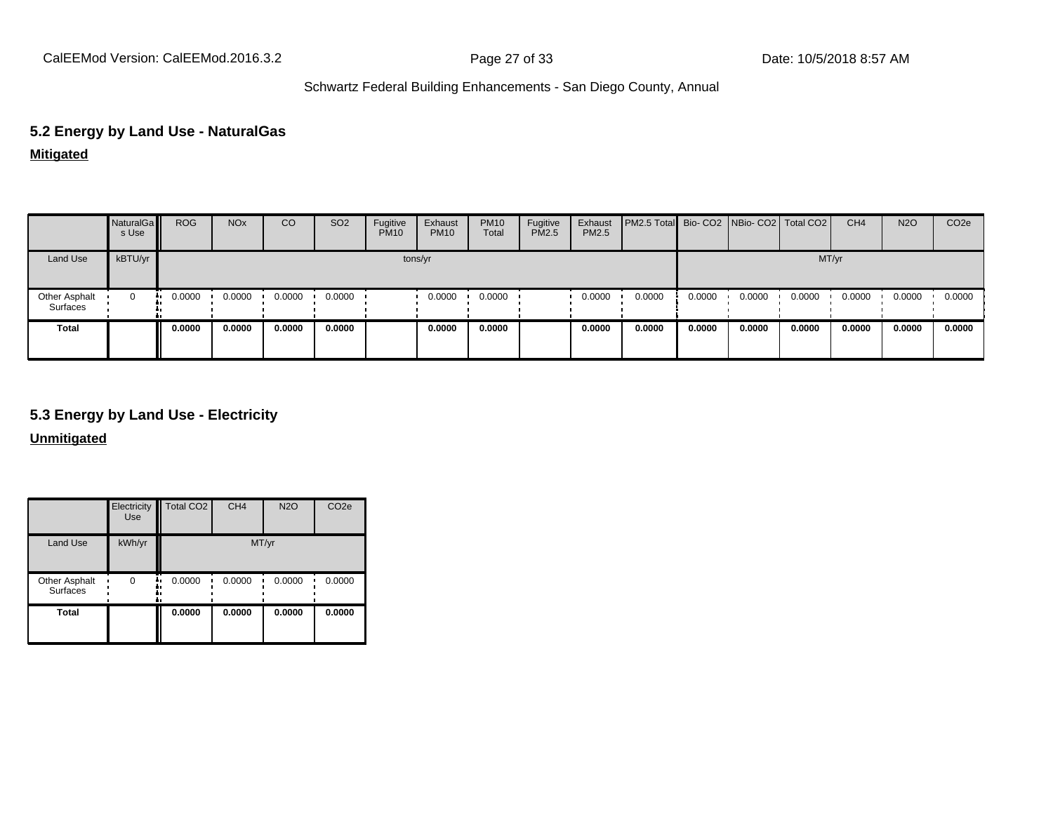## 5.2 Energy by Land Use - NaturalGas

**Mitigated**

| | NaturalGas Use | ROG | NOx | CO | SO2 | Fugitive PM10 | Exhaust PM10 | PM10 Total | Fugitive PM2.5 | Exhaust PM2.5 | PM2.5 Total | Bio- CO2 | NBio- CO2 | Total CO2 | CH4 | N2O | CO2e |
|---|---|---|---|---|---|---|---|---|---|---|---|---|---|---|---|---|---|
| Land Use | kBTU/yr | tons/yr | | | | | | | | | | MT/yr | | | | | |
| Other Asphalt Surfaces | 0 | 0.0000 | 0.0000 | 0.0000 | 0.0000 | | 0.0000 | 0.0000 | | 0.0000 | 0.0000 | 0.0000 | 0.0000 | 0.0000 | 0.0000 | 0.0000 | 0.0000 |
| **Total** | | **0.0000** | **0.0000** | **0.0000** | **0.0000** | | **0.0000** | **0.0000** | | **0.0000** | **0.0000** | **0.0000** | **0.0000** | **0.0000** | **0.0000** | **0.0000** | **0.0000** |

## 5.3 Energy by Land Use - Electricity

**Unmitigated**

| | Electricity Use | Total CO2 | CH4 | N2O | CO2e |
|---|---|---|---|---|---|
| Land Use | kWh/yr | MT/yr | | | |
| Other Asphalt Surfaces | 0 | 0.0000 | 0.0000 | 0.0000 | 0.0000 |
| **Total** | | **0.0000** | **0.0000** | **0.0000** | **0.0000** |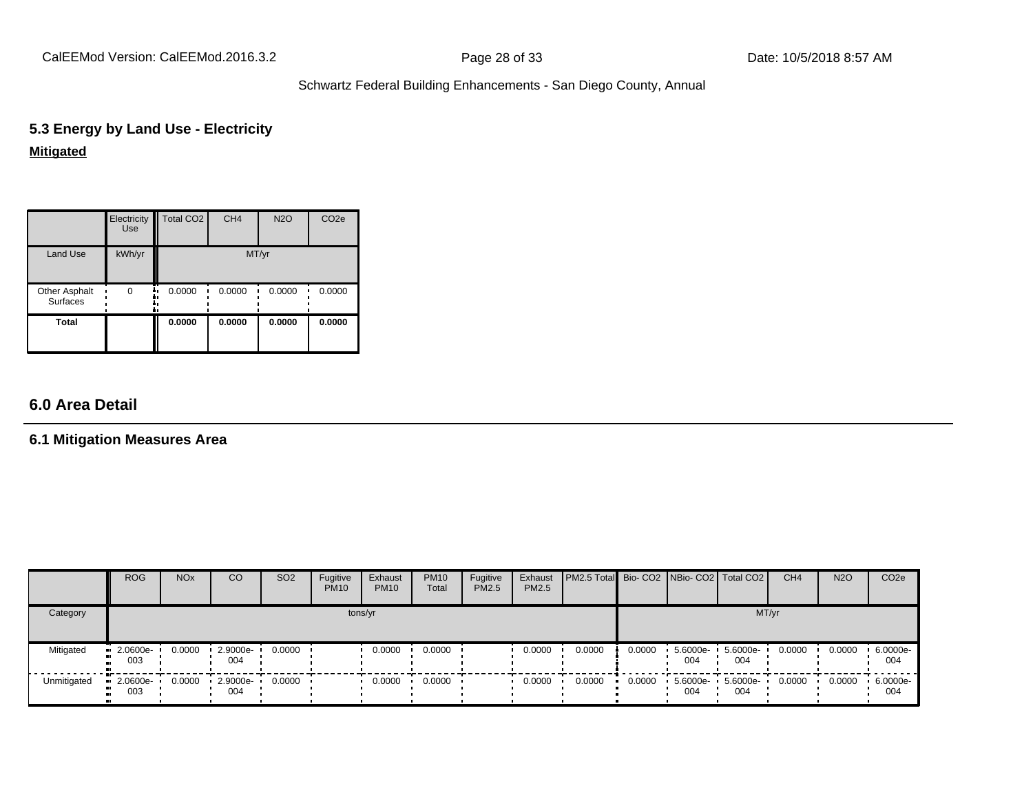### 5.3 Energy by Land Use - Electricity

**Mitigated**

| | Electricity Use | Total CO2 | CH4 | N2O | CO2e |
|---|---|---|---|---|---|
| Land Use | kWh/yr | MT/yr | | | |
| Other Asphalt Surfaces | 0 | 0.0000 | 0.0000 | 0.0000 | 0.0000 |
| **Total** | | **0.0000** | **0.0000** | **0.0000** | **0.0000** |

## 6.0 Area Detail

### 6.1 Mitigation Measures Area

| | ROG | NOx | CO | SO2 | Fugitive PM10 | Exhaust PM10 | PM10 Total | Fugitive PM2.5 | Exhaust PM2.5 | PM2.5 Total | Bio- CO2 | NBio- CO2 | Total CO2 | CH4 | N2O | CO2e |
|---|---|---|---|---|---|---|---|---|---|---|---|---|---|---|---|---|
| Category | tons/yr | | | | | | | | | | MT/yr | | | | | |
| Mitigated | 2.0600e-003 | 0.0000 | 2.9000e-004 | 0.0000 | | 0.0000 | 0.0000 | | 0.0000 | 0.0000 | 0.0000 | 5.6000e-004 | 5.6000e-004 | 0.0000 | 0.0000 | 6.0000e-004 |
| Unmitigated | 2.0600e-003 | 0.0000 | 2.9000e-004 | 0.0000 | | 0.0000 | 0.0000 | | 0.0000 | 0.0000 | 0.0000 | 5.6000e-004 | 5.6000e-004 | 0.0000 | 0.0000 | 6.0000e-004 |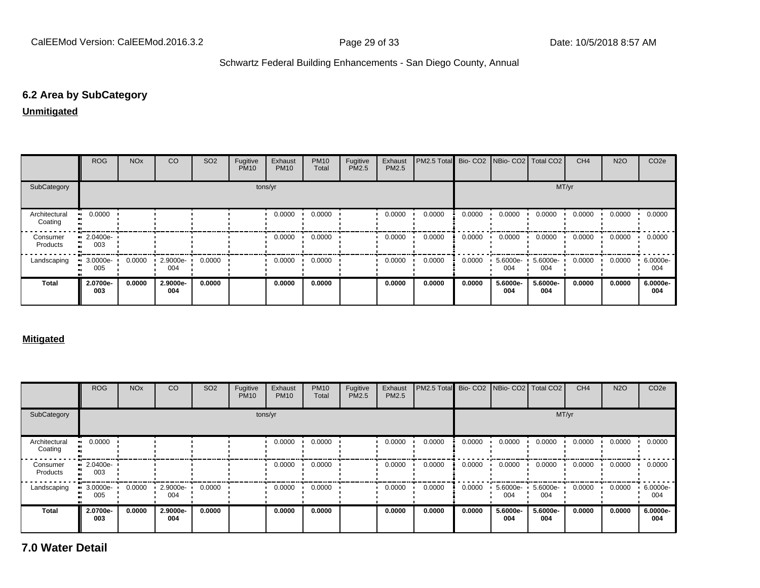## 6.2 Area by SubCategory

**Unmitigated**

| | ROG | NOx | CO | SO2 | Fugitive PM10 | Exhaust PM10 | PM10 Total | Fugitive PM2.5 | Exhaust PM2.5 | PM2.5 Total | Bio- CO2 | NBio- CO2 | Total CO2 | CH4 | N2O | CO2e |
|---|---|---|---|---|---|---|---|---|---|---|---|---|---|---|---|---|
| SubCategory | tons/yr | | | | | | | | | | MT/yr | | | | | |
| Architectural Coating | 0.0000 | | | | | 0.0000 | 0.0000 | | 0.0000 | 0.0000 | 0.0000 | 0.0000 | 0.0000 | 0.0000 | 0.0000 | 0.0000 |
| Consumer Products | 2.0400e-003 | | | | | 0.0000 | 0.0000 | | 0.0000 | 0.0000 | 0.0000 | 0.0000 | 0.0000 | 0.0000 | 0.0000 | 0.0000 |
| Landscaping | 3.0000e-005 | 0.0000 | 2.9000e-004 | 0.0000 | | 0.0000 | 0.0000 | | 0.0000 | 0.0000 | 0.0000 | 5.6000e-004 | 5.6000e-004 | 0.0000 | 0.0000 | 6.0000e-004 |
| **Total** | **2.0700e-003** | **0.0000** | **2.9000e-004** | **0.0000** | | **0.0000** | **0.0000** | | **0.0000** | **0.0000** | **0.0000** | **5.6000e-004** | **5.6000e-004** | **0.0000** | **0.0000** | **6.0000e-004** |

**Mitigated**

| | ROG | NOx | CO | SO2 | Fugitive PM10 | Exhaust PM10 | PM10 Total | Fugitive PM2.5 | Exhaust PM2.5 | PM2.5 Total | Bio- CO2 | NBio- CO2 | Total CO2 | CH4 | N2O | CO2e |
|---|---|---|---|---|---|---|---|---|---|---|---|---|---|---|---|---|
| SubCategory | tons/yr | | | | | | | | | | MT/yr | | | | | |
| Architectural Coating | 0.0000 | | | | | 0.0000 | 0.0000 | | 0.0000 | 0.0000 | 0.0000 | 0.0000 | 0.0000 | 0.0000 | 0.0000 | 0.0000 |
| Consumer Products | 2.0400e-003 | | | | | 0.0000 | 0.0000 | | 0.0000 | 0.0000 | 0.0000 | 0.0000 | 0.0000 | 0.0000 | 0.0000 | 0.0000 |
| Landscaping | 3.0000e-005 | 0.0000 | 2.9000e-004 | 0.0000 | | 0.0000 | 0.0000 | | 0.0000 | 0.0000 | 0.0000 | 5.6000e-004 | 5.6000e-004 | 0.0000 | 0.0000 | 6.0000e-004 |
| **Total** | **2.0700e-003** | **0.0000** | **2.9000e-004** | **0.0000** | | **0.0000** | **0.0000** | | **0.0000** | **0.0000** | **0.0000** | **5.6000e-004** | **5.6000e-004** | **0.0000** | **0.0000** | **6.0000e-004** |

# 7.0 Water Detail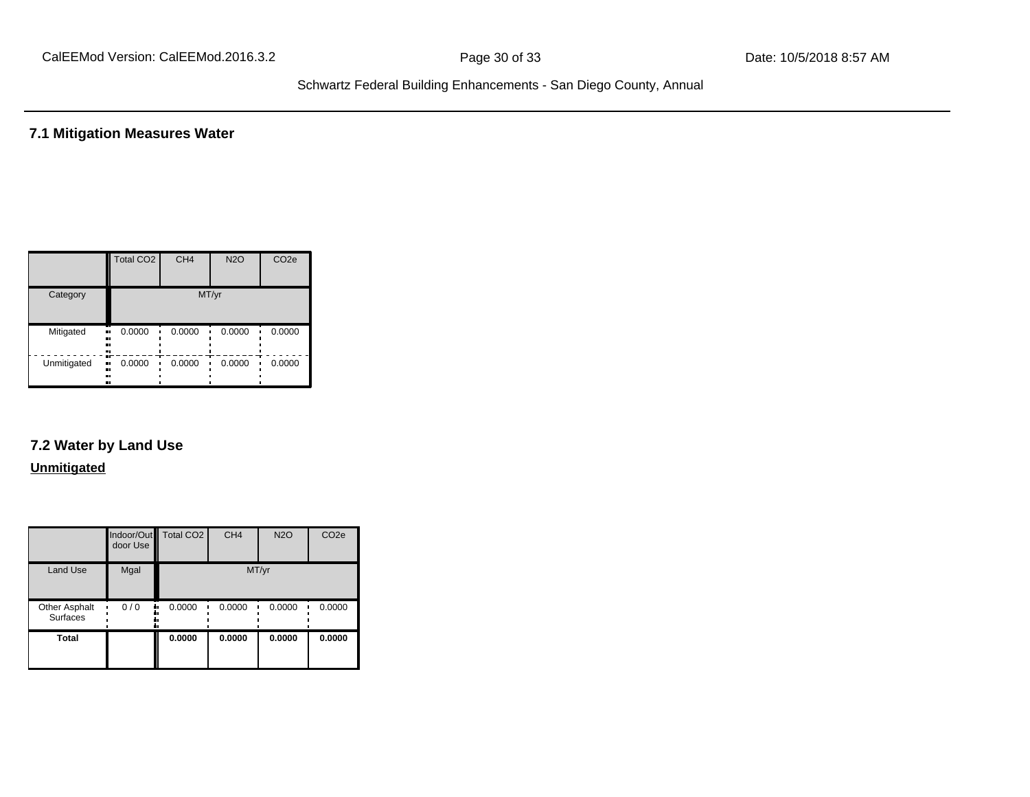## 7.1 Mitigation Measures Water

| | Total CO2 | CH4 | N2O | CO2e |
|---|---|---|---|---|
| Category | MT/yr | | | |
| Mitigated | 0.0000 | 0.0000 | 0.0000 | 0.0000 |
| Unmitigated | 0.0000 | 0.0000 | 0.0000 | 0.0000 |

## 7.2 Water by Land Use

**Unmitigated**

| | Indoor/Outdoor Use | Total CO2 | CH4 | N2O | CO2e |
|---|---|---|---|---|---|
| Land Use | Mgal | MT/yr | | | |
| Other Asphalt Surfaces | 0 / 0 | 0.0000 | 0.0000 | 0.0000 | 0.0000 |
| **Total** | | **0.0000** | **0.0000** | **0.0000** | **0.0000** |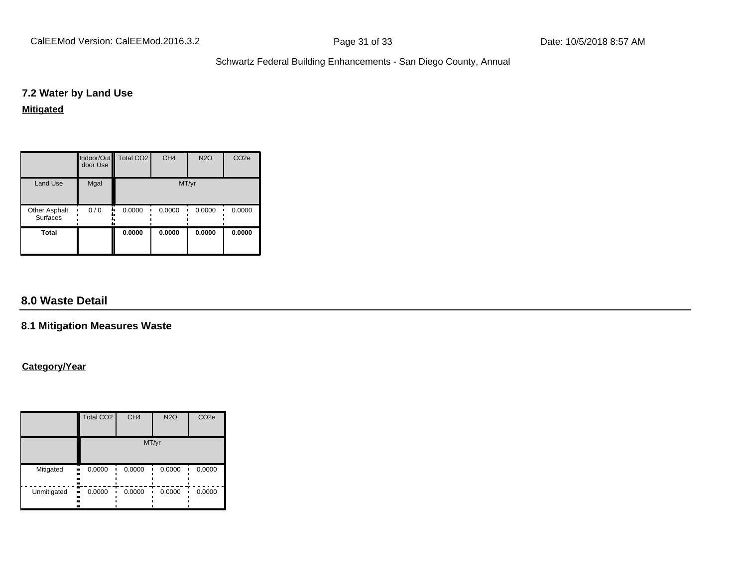### 7.2 Water by Land Use

**Mitigated**

| | Indoor/Outdoor Use | Total $CO_2$ | $CH_4$ | $N_2O$ | $CO_2e$ |
|---|---|---|---|---|---|
| Land Use | Mgal | MT/yr | | | |
| Other Asphalt Surfaces | 0 / 0 | 0.0000 | 0.0000 | 0.0000 | 0.0000 |
| **Total** | | **0.0000** | **0.0000** | **0.0000** | **0.0000** |

## 8.0 Waste Detail

### 8.1 Mitigation Measures Waste

**Category/Year**

| | Total $CO_2$ | $CH_4$ | $N_2O$ | $CO_2e$ |
|---|---|---|---|---|
| | MT/yr | | | |
| Mitigated | 0.0000 | 0.0000 | 0.0000 | 0.0000 |
| Unmitigated | 0.0000 | 0.0000 | 0.0000 | 0.0000 |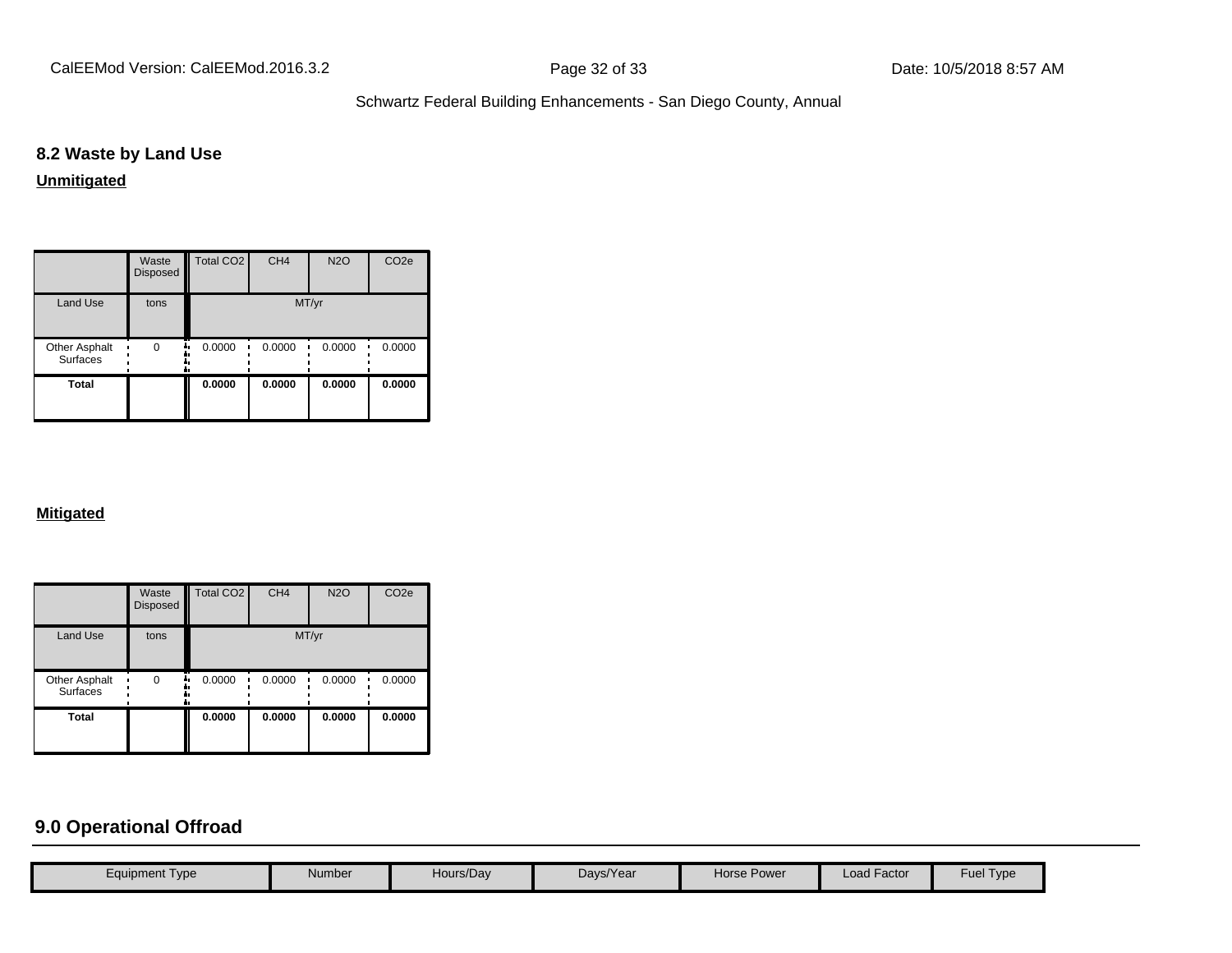## 8.2 Waste by Land Use

**Unmitigated**

| | Waste Disposed | Total CO2 | CH4 | N2O | CO2e |
|---|---|---|---|---|---|
| Land Use | tons | MT/yr | | | |
| Other Asphalt Surfaces | 0 | 0.0000 | 0.0000 | 0.0000 | 0.0000 |
| **Total** | | **0.0000** | **0.0000** | **0.0000** | **0.0000** |

**Mitigated**

| | Waste Disposed | Total CO2 | CH4 | N2O | CO2e |
|---|---|---|---|---|---|
| Land Use | tons | MT/yr | | | |
| Other Asphalt Surfaces | 0 | 0.0000 | 0.0000 | 0.0000 | 0.0000 |
| **Total** | | **0.0000** | **0.0000** | **0.0000** | **0.0000** |

## 9.0 Operational Offroad

| Equipment Type | Number | Hours/Day | Days/Year | Horse Power | Load Factor | Fuel Type |
|---|---|---|---|---|---|---|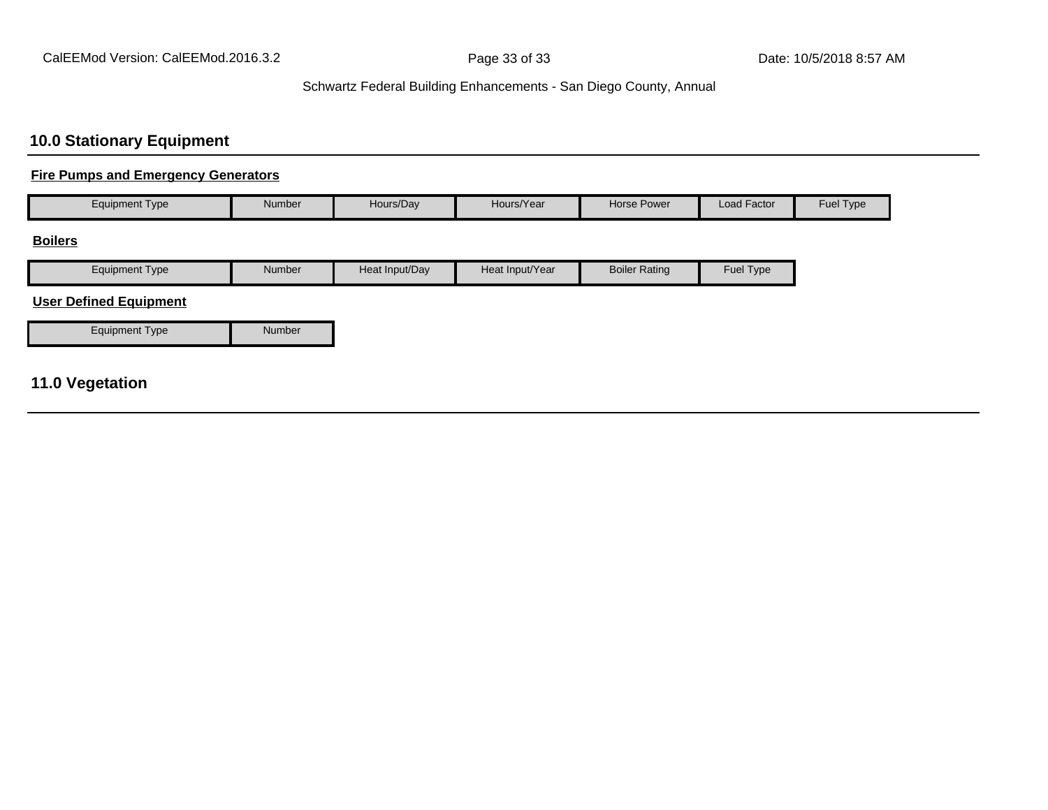## 10.0 Stationary Equipment

**Fire Pumps and Emergency Generators**

| Equipment Type | Number | Hours/Day | Hours/Year | Horse Power | Load Factor | Fuel Type |
| --- | --- | --- | --- | --- | --- | --- |

**Boilers**

| Equipment Type | Number | Heat Input/Day | Heat Input/Year | Boiler Rating | Fuel Type |
| --- | --- | --- | --- | --- | --- |

**User Defined Equipment**

| Equipment Type | Number |
| --- | --- |

## 11.0 Vegetation